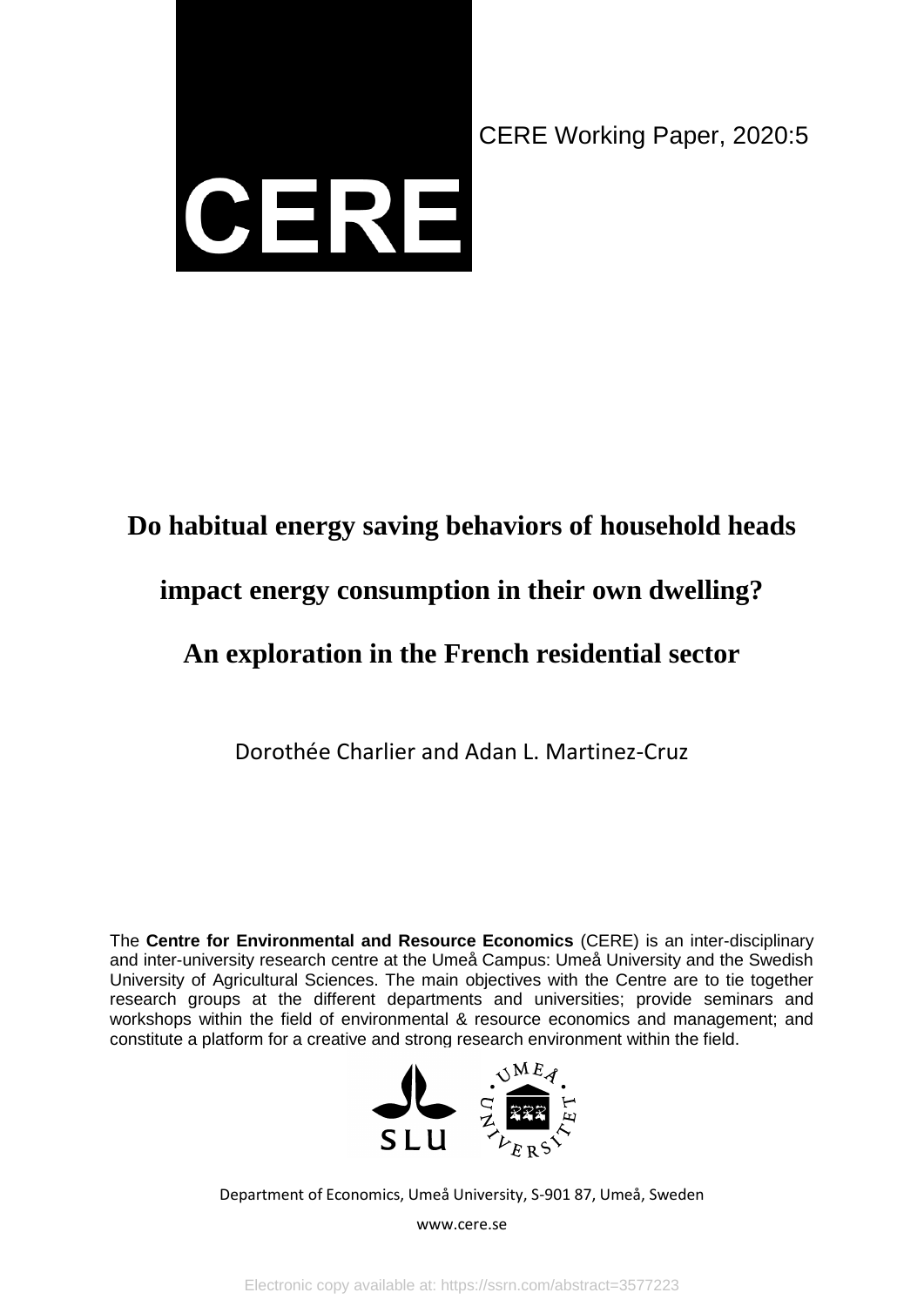CERE

CERE Working Paper, 2020:5

# Do habitual energy saving behaviors of household heads impact energy consumption in their own dwelling? An exploration in the French residential sector

Dorothée Charlier and Adan L. Martinez-Cruz

The **Centre for Environmental and Resource Economics** (CERE) is an inter-disciplinary and inter-university research centre at the Umeå Campus: Umeå University and the Swedish University of Agricultural Sciences. The main objectives with the Centre are to tie together research groups at the different departments and universities; provide seminars and workshops within the field of environmental & resource economics and management; and constitute a platform for a creative and strong research environment within the field.

Department of Economics, Umeå University, S-901 87, Umeå, Sweden

www.cere.se

Electronic copy available at: https://ssrn.com/abstract=3577223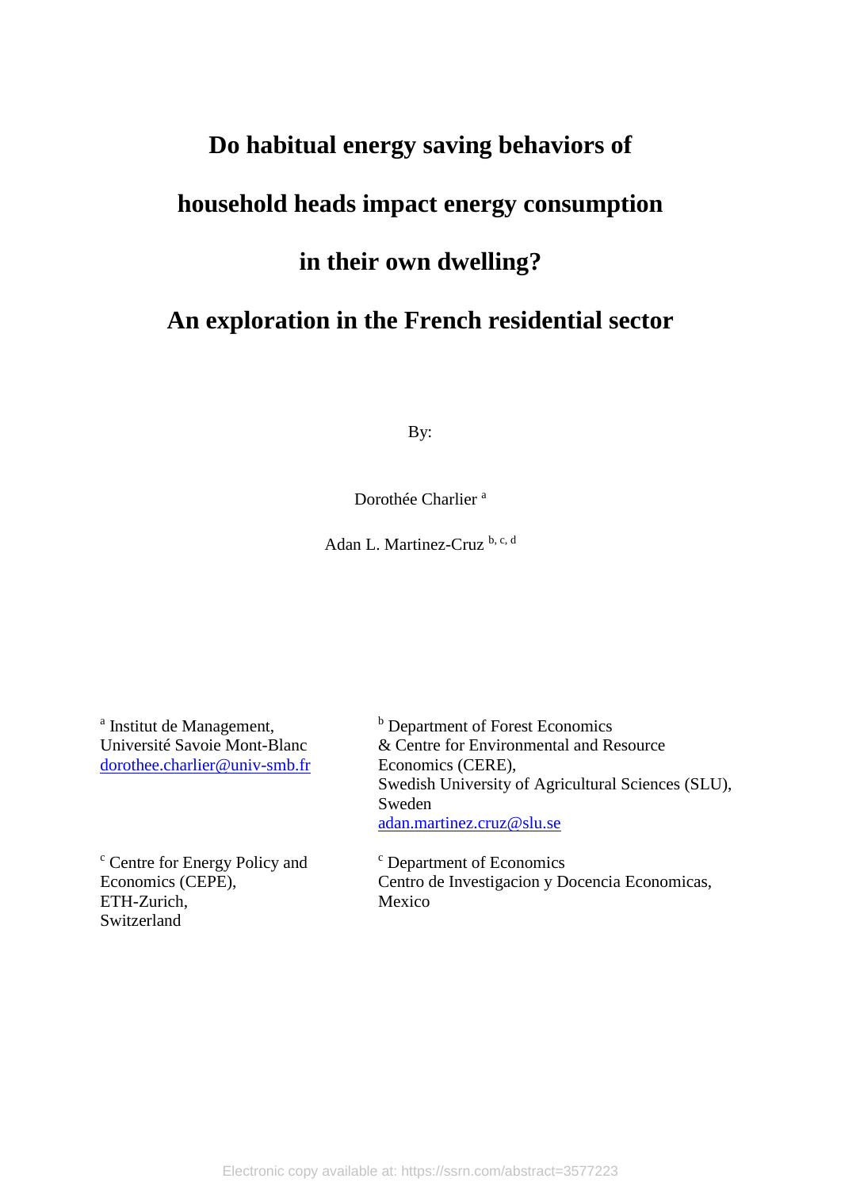# Do habitual energy saving behaviors of household heads impact energy consumption in their own dwelling? An exploration in the French residential sector

By:

Dorothée Charlier [a]

Adan L. Martinez-Cruz [b, c, d]

[a] Institut de Management,
Université Savoie Mont-Blanc
dorothee.charlier@univ-smb.fr

[b] Department of Forest Economics
& Centre for Environmental and Resource Economics (CERE),
Swedish University of Agricultural Sciences (SLU), Sweden
adan.martinez.cruz@slu.se

[c] Centre for Energy Policy and Economics (CEPE),
ETH-Zurich,
Switzerland

[c] Department of Economics
Centro de Investigacion y Docencia Economicas,
Mexico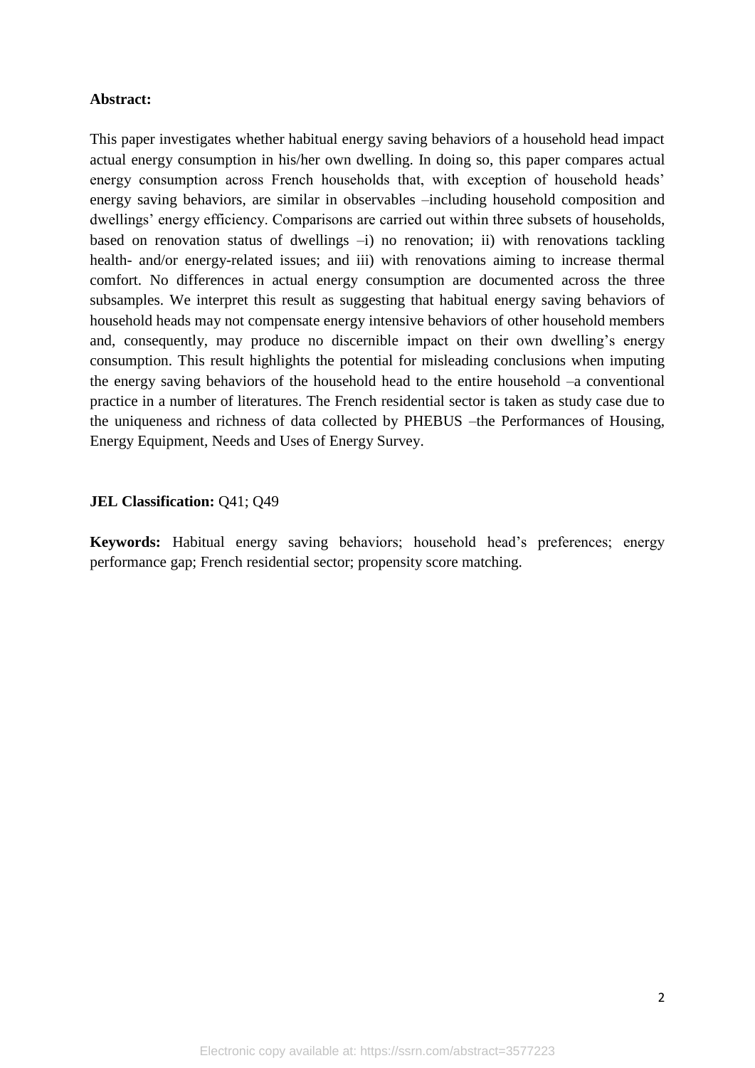**Abstract:**

This paper investigates whether habitual energy saving behaviors of a household head impact actual energy consumption in his/her own dwelling. In doing so, this paper compares actual energy consumption across French households that, with exception of household heads' energy saving behaviors, are similar in observables –including household composition and dwellings' energy efficiency. Comparisons are carried out within three subsets of households, based on renovation status of dwellings –i) no renovation; ii) with renovations tackling health- and/or energy-related issues; and iii) with renovations aiming to increase thermal comfort. No differences in actual energy consumption are documented across the three subsamples. We interpret this result as suggesting that habitual energy saving behaviors of household heads may not compensate energy intensive behaviors of other household members and, consequently, may produce no discernible impact on their own dwelling's energy consumption. This result highlights the potential for misleading conclusions when imputing the energy saving behaviors of the household head to the entire household –a conventional practice in a number of literatures. The French residential sector is taken as study case due to the uniqueness and richness of data collected by PHEBUS –the Performances of Housing, Energy Equipment, Needs and Uses of Energy Survey.

**JEL Classification:** Q41; Q49

**Keywords:** Habitual energy saving behaviors; household head's preferences; energy performance gap; French residential sector; propensity score matching.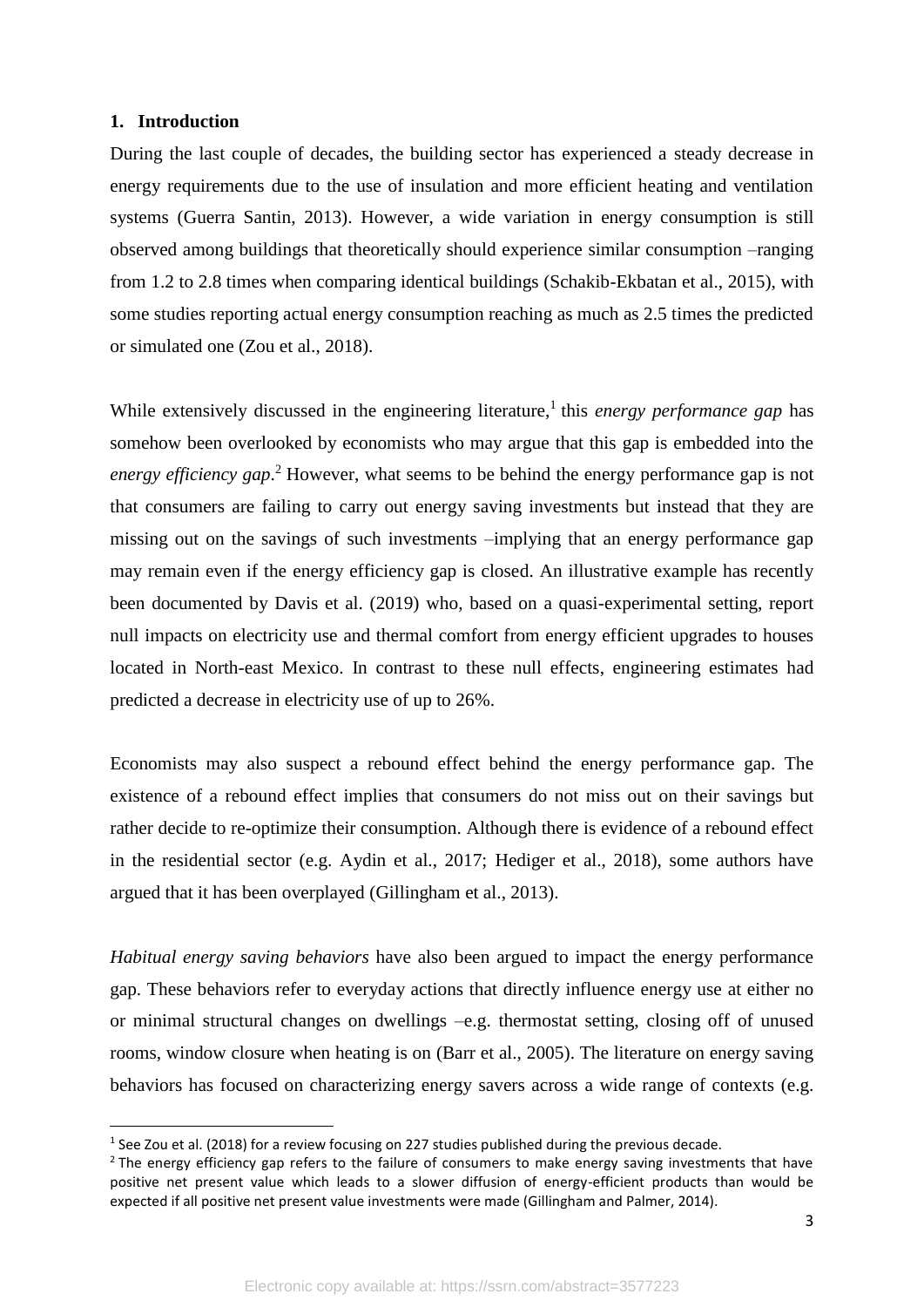## 1. Introduction

During the last couple of decades, the building sector has experienced a steady decrease in energy requirements due to the use of insulation and more efficient heating and ventilation systems (Guerra Santin, 2013). However, a wide variation in energy consumption is still observed among buildings that theoretically should experience similar consumption –ranging from 1.2 to 2.8 times when comparing identical buildings (Schakib-Ekbatan et al., 2015), with some studies reporting actual energy consumption reaching as much as 2.5 times the predicted or simulated one (Zou et al., 2018).

While extensively discussed in the engineering literature,[1] this *energy performance gap* has somehow been overlooked by economists who may argue that this gap is embedded into the *energy efficiency gap*.[2] However, what seems to be behind the energy performance gap is not that consumers are failing to carry out energy saving investments but instead that they are missing out on the savings of such investments –implying that an energy performance gap may remain even if the energy efficiency gap is closed. An illustrative example has recently been documented by Davis et al. (2019) who, based on a quasi-experimental setting, report null impacts on electricity use and thermal comfort from energy efficient upgrades to houses located in North-east Mexico. In contrast to these null effects, engineering estimates had predicted a decrease in electricity use of up to 26%.

Economists may also suspect a rebound effect behind the energy performance gap. The existence of a rebound effect implies that consumers do not miss out on their savings but rather decide to re-optimize their consumption. Although there is evidence of a rebound effect in the residential sector (e.g. Aydin et al., 2017; Hediger et al., 2018), some authors have argued that it has been overplayed (Gillingham et al., 2013).

*Habitual energy saving behaviors* have also been argued to impact the energy performance gap. These behaviors refer to everyday actions that directly influence energy use at either no or minimal structural changes on dwellings –e.g. thermostat setting, closing off of unused rooms, window closure when heating is on (Barr et al., 2005). The literature on energy saving behaviors has focused on characterizing energy savers across a wide range of contexts (e.g.

[1] See Zou et al. (2018) for a review focusing on 227 studies published during the previous decade.

[2] The energy efficiency gap refers to the failure of consumers to make energy saving investments that have positive net present value which leads to a slower diffusion of energy-efficient products than would be expected if all positive net present value investments were made (Gillingham and Palmer, 2014).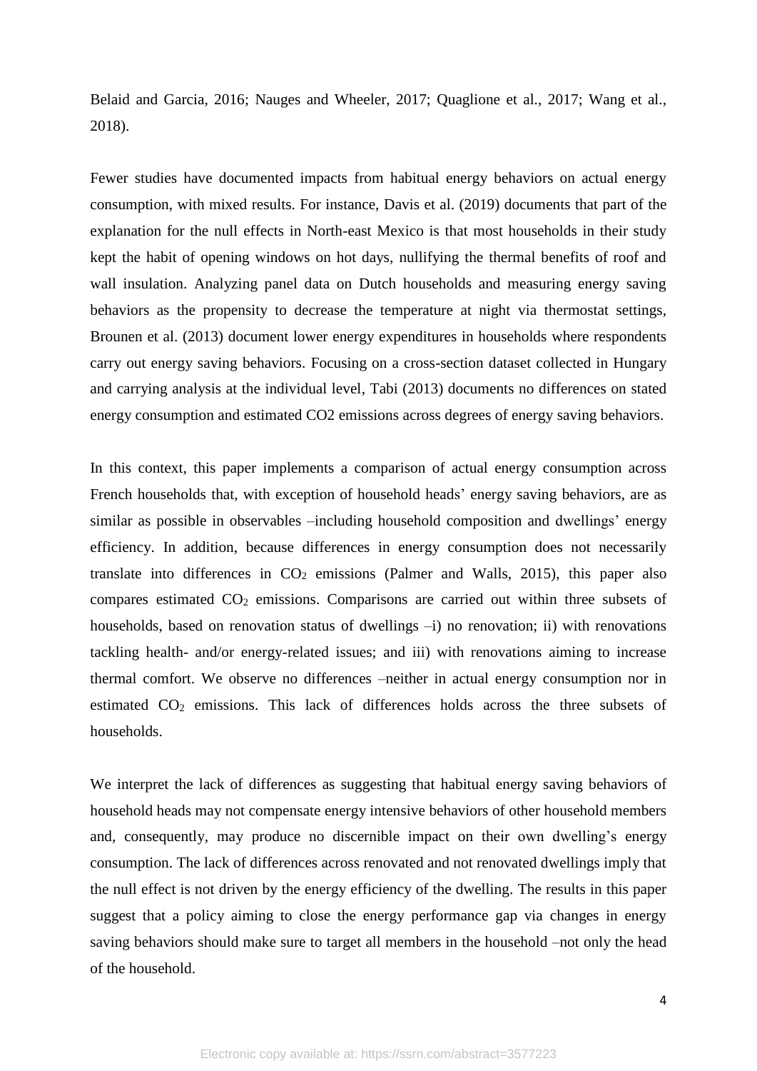Belaid and Garcia, 2016; Nauges and Wheeler, 2017; Quaglione et al., 2017; Wang et al., 2018).

Fewer studies have documented impacts from habitual energy behaviors on actual energy consumption, with mixed results. For instance, Davis et al. (2019) documents that part of the explanation for the null effects in North-east Mexico is that most households in their study kept the habit of opening windows on hot days, nullifying the thermal benefits of roof and wall insulation. Analyzing panel data on Dutch households and measuring energy saving behaviors as the propensity to decrease the temperature at night via thermostat settings, Brounen et al. (2013) document lower energy expenditures in households where respondents carry out energy saving behaviors. Focusing on a cross-section dataset collected in Hungary and carrying analysis at the individual level, Tabi (2013) documents no differences on stated energy consumption and estimated CO2 emissions across degrees of energy saving behaviors.

In this context, this paper implements a comparison of actual energy consumption across French households that, with exception of household heads' energy saving behaviors, are as similar as possible in observables –including household composition and dwellings' energy efficiency. In addition, because differences in energy consumption does not necessarily translate into differences in $CO_2$ emissions (Palmer and Walls, 2015), this paper also compares estimated $CO_2$ emissions. Comparisons are carried out within three subsets of households, based on renovation status of dwellings –i) no renovation; ii) with renovations tackling health- and/or energy-related issues; and iii) with renovations aiming to increase thermal comfort. We observe no differences –neither in actual energy consumption nor in estimated $CO_2$ emissions. This lack of differences holds across the three subsets of households.

We interpret the lack of differences as suggesting that habitual energy saving behaviors of household heads may not compensate energy intensive behaviors of other household members and, consequently, may produce no discernible impact on their own dwelling's energy consumption. The lack of differences across renovated and not renovated dwellings imply that the null effect is not driven by the energy efficiency of the dwelling. The results in this paper suggest that a policy aiming to close the energy performance gap via changes in energy saving behaviors should make sure to target all members in the household –not only the head of the household.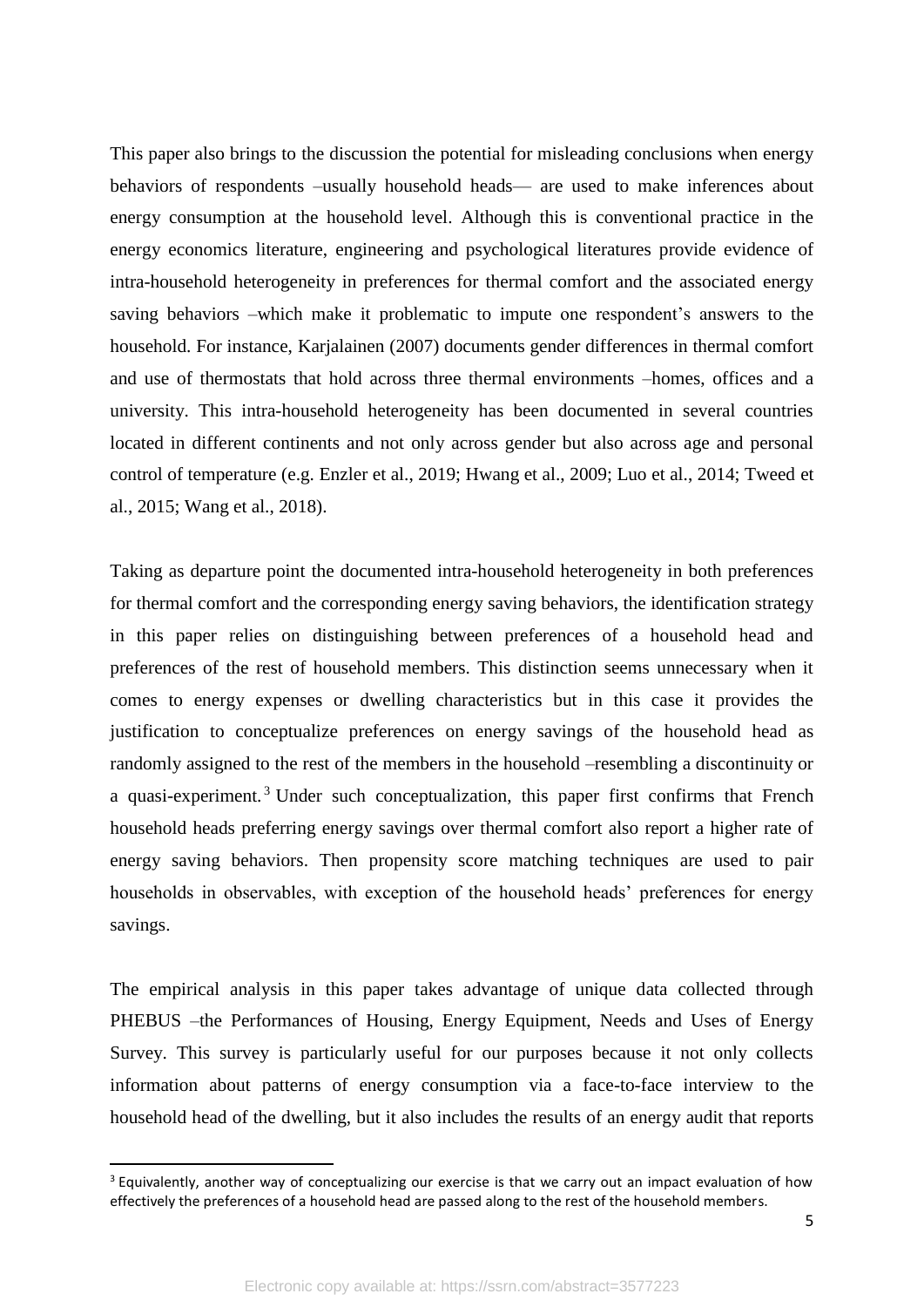This paper also brings to the discussion the potential for misleading conclusions when energy behaviors of respondents –usually household heads— are used to make inferences about energy consumption at the household level. Although this is conventional practice in the energy economics literature, engineering and psychological literatures provide evidence of intra-household heterogeneity in preferences for thermal comfort and the associated energy saving behaviors –which make it problematic to impute one respondent's answers to the household. For instance, Karjalainen (2007) documents gender differences in thermal comfort and use of thermostats that hold across three thermal environments –homes, offices and a university. This intra-household heterogeneity has been documented in several countries located in different continents and not only across gender but also across age and personal control of temperature (e.g. Enzler et al., 2019; Hwang et al., 2009; Luo et al., 2014; Tweed et al., 2015; Wang et al., 2018).

Taking as departure point the documented intra-household heterogeneity in both preferences for thermal comfort and the corresponding energy saving behaviors, the identification strategy in this paper relies on distinguishing between preferences of a household head and preferences of the rest of household members. This distinction seems unnecessary when it comes to energy expenses or dwelling characteristics but in this case it provides the justification to conceptualize preferences on energy savings of the household head as randomly assigned to the rest of the members in the household –resembling a discontinuity or a quasi-experiment.[3] Under such conceptualization, this paper first confirms that French household heads preferring energy savings over thermal comfort also report a higher rate of energy saving behaviors. Then propensity score matching techniques are used to pair households in observables, with exception of the household heads' preferences for energy savings.

The empirical analysis in this paper takes advantage of unique data collected through PHEBUS –the Performances of Housing, Energy Equipment, Needs and Uses of Energy Survey. This survey is particularly useful for our purposes because it not only collects information about patterns of energy consumption via a face-to-face interview to the household head of the dwelling, but it also includes the results of an energy audit that reports

[3] Equivalently, another way of conceptualizing our exercise is that we carry out an impact evaluation of how effectively the preferences of a household head are passed along to the rest of the household members.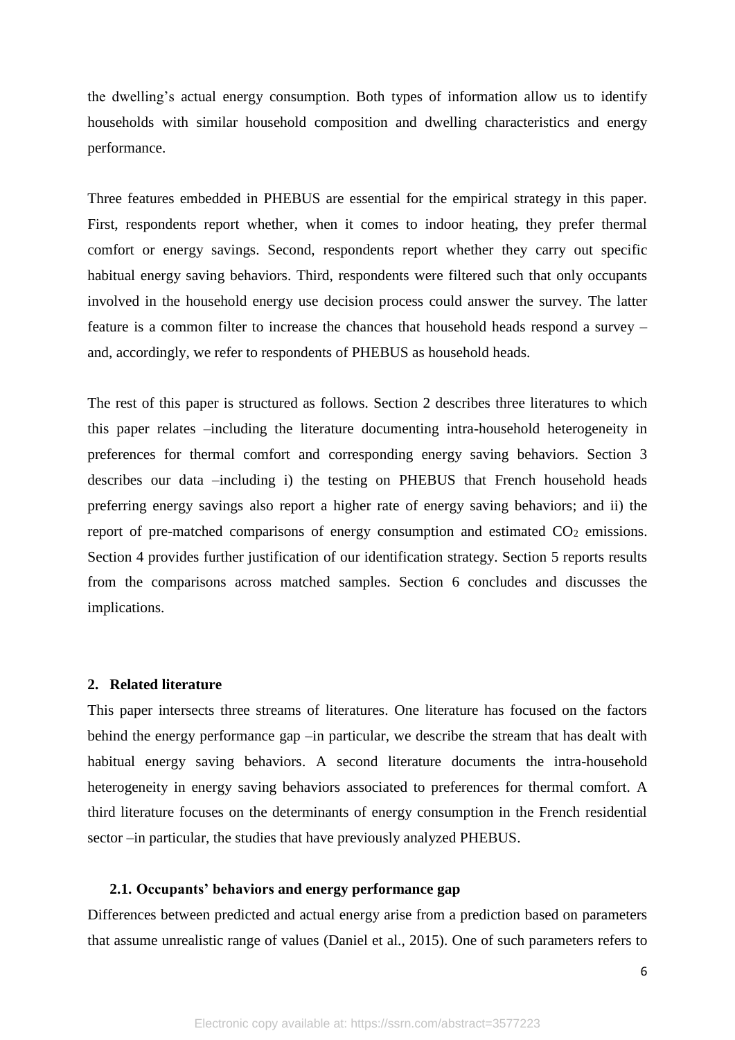the dwelling's actual energy consumption. Both types of information allow us to identify households with similar household composition and dwelling characteristics and energy performance.

Three features embedded in PHEBUS are essential for the empirical strategy in this paper. First, respondents report whether, when it comes to indoor heating, they prefer thermal comfort or energy savings. Second, respondents report whether they carry out specific habitual energy saving behaviors. Third, respondents were filtered such that only occupants involved in the household energy use decision process could answer the survey. The latter feature is a common filter to increase the chances that household heads respond a survey – and, accordingly, we refer to respondents of PHEBUS as household heads.

The rest of this paper is structured as follows. Section 2 describes three literatures to which this paper relates –including the literature documenting intra-household heterogeneity in preferences for thermal comfort and corresponding energy saving behaviors. Section 3 describes our data –including i) the testing on PHEBUS that French household heads preferring energy savings also report a higher rate of energy saving behaviors; and ii) the report of pre-matched comparisons of energy consumption and estimated $CO_2$ emissions. Section 4 provides further justification of our identification strategy. Section 5 reports results from the comparisons across matched samples. Section 6 concludes and discusses the implications.

## 2. Related literature

This paper intersects three streams of literatures. One literature has focused on the factors behind the energy performance gap –in particular, we describe the stream that has dealt with habitual energy saving behaviors. A second literature documents the intra-household heterogeneity in energy saving behaviors associated to preferences for thermal comfort. A third literature focuses on the determinants of energy consumption in the French residential sector –in particular, the studies that have previously analyzed PHEBUS.

### 2.1. Occupants' behaviors and energy performance gap

Differences between predicted and actual energy arise from a prediction based on parameters that assume unrealistic range of values (Daniel et al., 2015). One of such parameters refers to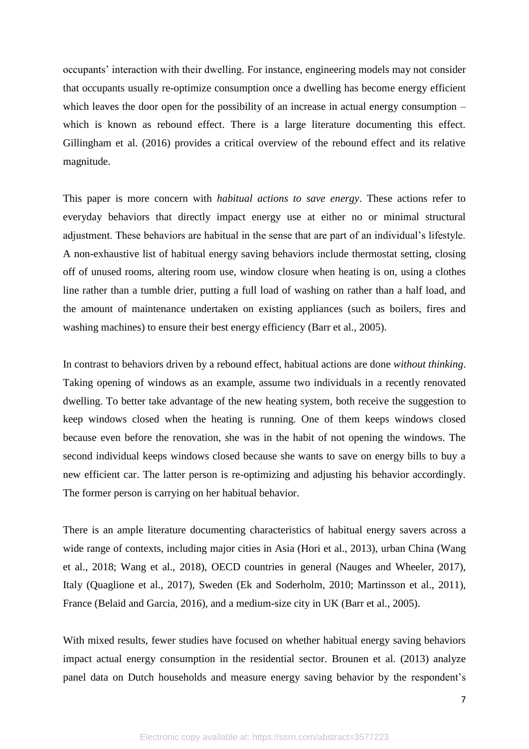occupants' interaction with their dwelling. For instance, engineering models may not consider that occupants usually re-optimize consumption once a dwelling has become energy efficient which leaves the door open for the possibility of an increase in actual energy consumption – which is known as rebound effect. There is a large literature documenting this effect. Gillingham et al. (2016) provides a critical overview of the rebound effect and its relative magnitude.

This paper is more concern with *habitual actions to save energy*. These actions refer to everyday behaviors that directly impact energy use at either no or minimal structural adjustment. These behaviors are habitual in the sense that are part of an individual's lifestyle. A non-exhaustive list of habitual energy saving behaviors include thermostat setting, closing off of unused rooms, altering room use, window closure when heating is on, using a clothes line rather than a tumble drier, putting a full load of washing on rather than a half load, and the amount of maintenance undertaken on existing appliances (such as boilers, fires and washing machines) to ensure their best energy efficiency (Barr et al., 2005).

In contrast to behaviors driven by a rebound effect, habitual actions are done *without thinking*. Taking opening of windows as an example, assume two individuals in a recently renovated dwelling. To better take advantage of the new heating system, both receive the suggestion to keep windows closed when the heating is running. One of them keeps windows closed because even before the renovation, she was in the habit of not opening the windows. The second individual keeps windows closed because she wants to save on energy bills to buy a new efficient car. The latter person is re-optimizing and adjusting his behavior accordingly. The former person is carrying on her habitual behavior.

There is an ample literature documenting characteristics of habitual energy savers across a wide range of contexts, including major cities in Asia (Hori et al., 2013), urban China (Wang et al., 2018; Wang et al., 2018), OECD countries in general (Nauges and Wheeler, 2017), Italy (Quaglione et al., 2017), Sweden (Ek and Soderholm, 2010; Martinsson et al., 2011), France (Belaid and Garcia, 2016), and a medium-size city in UK (Barr et al., 2005).

With mixed results, fewer studies have focused on whether habitual energy saving behaviors impact actual energy consumption in the residential sector. Brounen et al. (2013) analyze panel data on Dutch households and measure energy saving behavior by the respondent's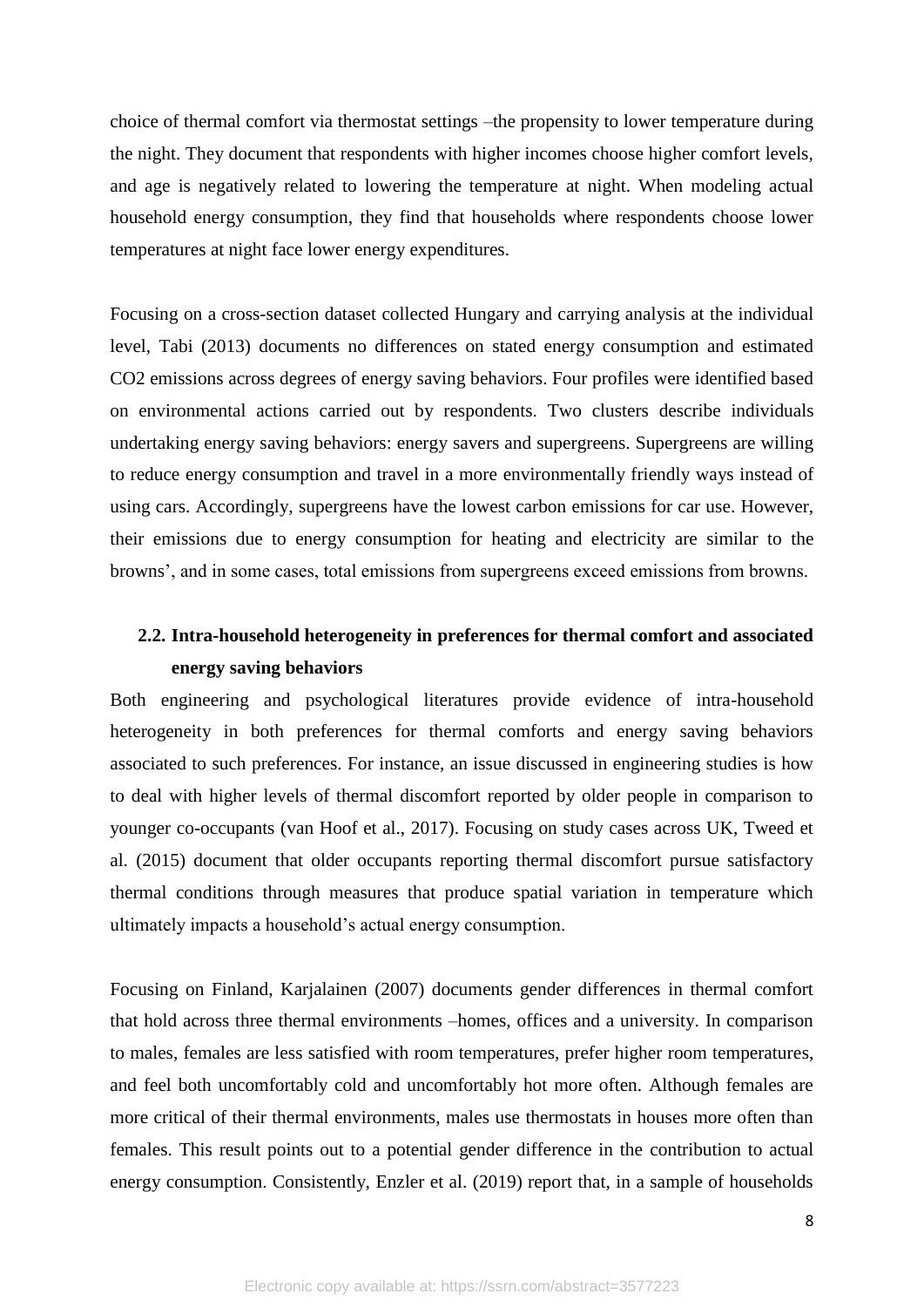choice of thermal comfort via thermostat settings –the propensity to lower temperature during the night. They document that respondents with higher incomes choose higher comfort levels, and age is negatively related to lowering the temperature at night. When modeling actual household energy consumption, they find that households where respondents choose lower temperatures at night face lower energy expenditures.

Focusing on a cross-section dataset collected Hungary and carrying analysis at the individual level, Tabi (2013) documents no differences on stated energy consumption and estimated CO2 emissions across degrees of energy saving behaviors. Four profiles were identified based on environmental actions carried out by respondents. Two clusters describe individuals undertaking energy saving behaviors: energy savers and supergreens. Supergreens are willing to reduce energy consumption and travel in a more environmentally friendly ways instead of using cars. Accordingly, supergreens have the lowest carbon emissions for car use. However, their emissions due to energy consumption for heating and electricity are similar to the browns', and in some cases, total emissions from supergreens exceed emissions from browns.

### 2.2. Intra-household heterogeneity in preferences for thermal comfort and associated energy saving behaviors

Both engineering and psychological literatures provide evidence of intra-household heterogeneity in both preferences for thermal comforts and energy saving behaviors associated to such preferences. For instance, an issue discussed in engineering studies is how to deal with higher levels of thermal discomfort reported by older people in comparison to younger co-occupants (van Hoof et al., 2017). Focusing on study cases across UK, Tweed et al. (2015) document that older occupants reporting thermal discomfort pursue satisfactory thermal conditions through measures that produce spatial variation in temperature which ultimately impacts a household's actual energy consumption.

Focusing on Finland, Karjalainen (2007) documents gender differences in thermal comfort that hold across three thermal environments –homes, offices and a university. In comparison to males, females are less satisfied with room temperatures, prefer higher room temperatures, and feel both uncomfortably cold and uncomfortably hot more often. Although females are more critical of their thermal environments, males use thermostats in houses more often than females. This result points out to a potential gender difference in the contribution to actual energy consumption. Consistently, Enzler et al. (2019) report that, in a sample of households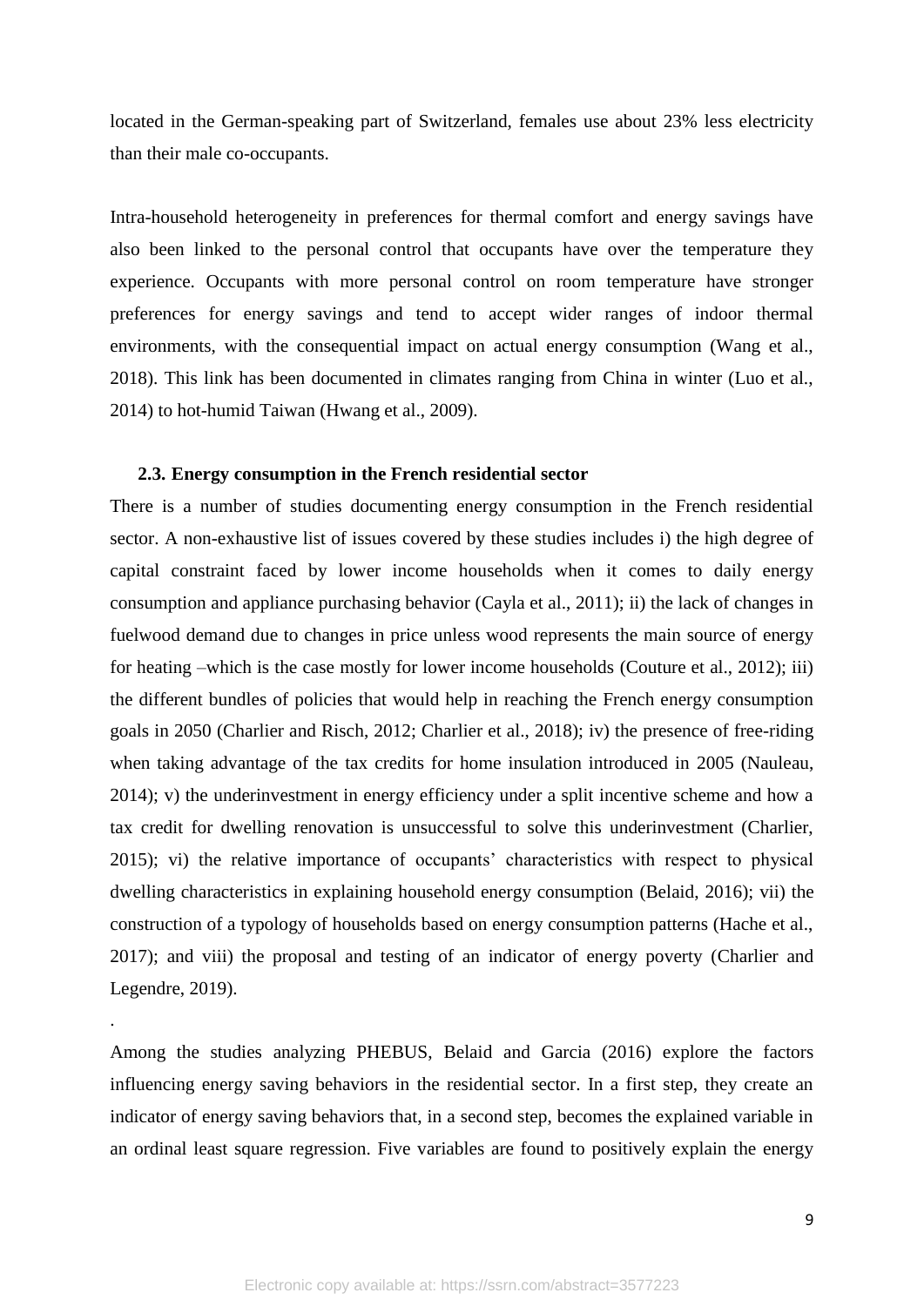located in the German-speaking part of Switzerland, females use about 23% less electricity than their male co-occupants.

Intra-household heterogeneity in preferences for thermal comfort and energy savings have also been linked to the personal control that occupants have over the temperature they experience. Occupants with more personal control on room temperature have stronger preferences for energy savings and tend to accept wider ranges of indoor thermal environments, with the consequential impact on actual energy consumption (Wang et al., 2018). This link has been documented in climates ranging from China in winter (Luo et al., 2014) to hot-humid Taiwan (Hwang et al., 2009).

### 2.3. Energy consumption in the French residential sector

There is a number of studies documenting energy consumption in the French residential sector. A non-exhaustive list of issues covered by these studies includes i) the high degree of capital constraint faced by lower income households when it comes to daily energy consumption and appliance purchasing behavior (Cayla et al., 2011); ii) the lack of changes in fuelwood demand due to changes in price unless wood represents the main source of energy for heating –which is the case mostly for lower income households (Couture et al., 2012); iii) the different bundles of policies that would help in reaching the French energy consumption goals in 2050 (Charlier and Risch, 2012; Charlier et al., 2018); iv) the presence of free-riding when taking advantage of the tax credits for home insulation introduced in 2005 (Nauleau, 2014); v) the underinvestment in energy efficiency under a split incentive scheme and how a tax credit for dwelling renovation is unsuccessful to solve this underinvestment (Charlier, 2015); vi) the relative importance of occupants' characteristics with respect to physical dwelling characteristics in explaining household energy consumption (Belaid, 2016); vii) the construction of a typology of households based on energy consumption patterns (Hache et al., 2017); and viii) the proposal and testing of an indicator of energy poverty (Charlier and Legendre, 2019).

.

Among the studies analyzing PHEBUS, Belaid and Garcia (2016) explore the factors influencing energy saving behaviors in the residential sector. In a first step, they create an indicator of energy saving behaviors that, in a second step, becomes the explained variable in an ordinal least square regression. Five variables are found to positively explain the energy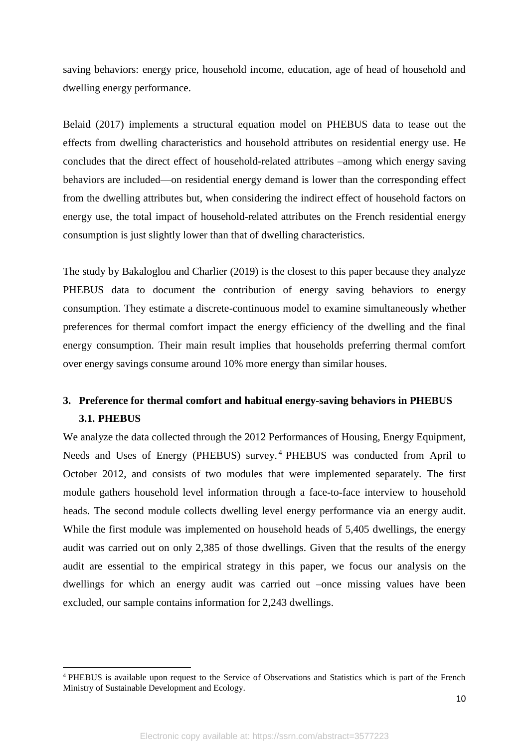saving behaviors: energy price, household income, education, age of head of household and dwelling energy performance.

Belaid (2017) implements a structural equation model on PHEBUS data to tease out the effects from dwelling characteristics and household attributes on residential energy use. He concludes that the direct effect of household-related attributes –among which energy saving behaviors are included—on residential energy demand is lower than the corresponding effect from the dwelling attributes but, when considering the indirect effect of household factors on energy use, the total impact of household-related attributes on the French residential energy consumption is just slightly lower than that of dwelling characteristics.

The study by Bakaloglou and Charlier (2019) is the closest to this paper because they analyze PHEBUS data to document the contribution of energy saving behaviors to energy consumption. They estimate a discrete-continuous model to examine simultaneously whether preferences for thermal comfort impact the energy efficiency of the dwelling and the final energy consumption. Their main result implies that households preferring thermal comfort over energy savings consume around 10% more energy than similar houses.

## 3. Preference for thermal comfort and habitual energy-saving behaviors in PHEBUS

### 3.1. PHEBUS

We analyze the data collected through the 2012 Performances of Housing, Energy Equipment, Needs and Uses of Energy (PHEBUS) survey.[4] PHEBUS was conducted from April to October 2012, and consists of two modules that were implemented separately. The first module gathers household level information through a face-to-face interview to household heads. The second module collects dwelling level energy performance via an energy audit. While the first module was implemented on household heads of 5,405 dwellings, the energy audit was carried out on only 2,385 of those dwellings. Given that the results of the energy audit are essential to the empirical strategy in this paper, we focus our analysis on the dwellings for which an energy audit was carried out –once missing values have been excluded, our sample contains information for 2,243 dwellings.

[4] PHEBUS is available upon request to the Service of Observations and Statistics which is part of the French Ministry of Sustainable Development and Ecology.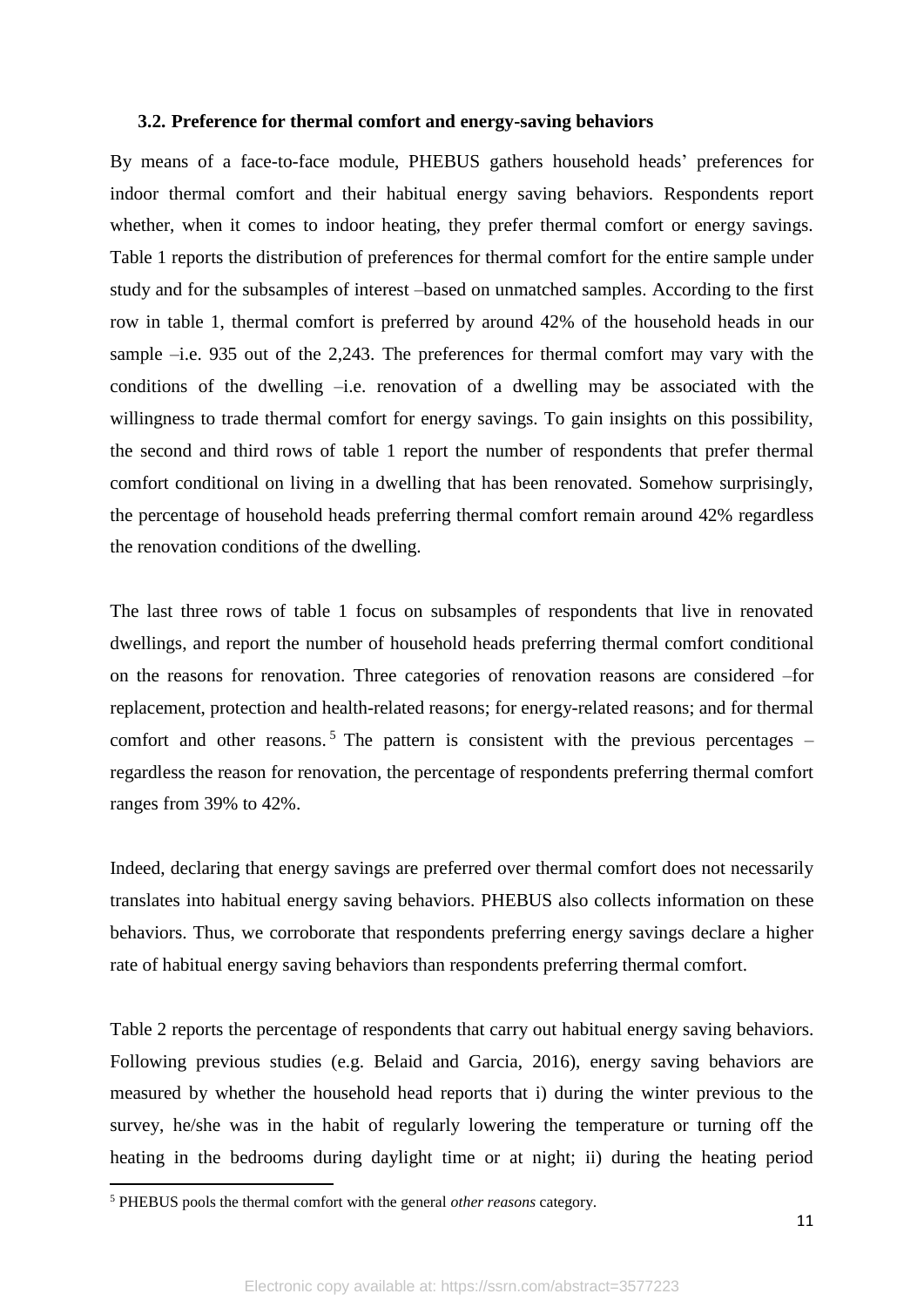### 3.2. Preference for thermal comfort and energy-saving behaviors

By means of a face-to-face module, PHEBUS gathers household heads' preferences for indoor thermal comfort and their habitual energy saving behaviors. Respondents report whether, when it comes to indoor heating, they prefer thermal comfort or energy savings. Table 1 reports the distribution of preferences for thermal comfort for the entire sample under study and for the subsamples of interest –based on unmatched samples. According to the first row in table 1, thermal comfort is preferred by around 42% of the household heads in our sample –i.e. 935 out of the 2,243. The preferences for thermal comfort may vary with the conditions of the dwelling –i.e. renovation of a dwelling may be associated with the willingness to trade thermal comfort for energy savings. To gain insights on this possibility, the second and third rows of table 1 report the number of respondents that prefer thermal comfort conditional on living in a dwelling that has been renovated. Somehow surprisingly, the percentage of household heads preferring thermal comfort remain around 42% regardless the renovation conditions of the dwelling.

The last three rows of table 1 focus on subsamples of respondents that live in renovated dwellings, and report the number of household heads preferring thermal comfort conditional on the reasons for renovation. Three categories of renovation reasons are considered –for replacement, protection and health-related reasons; for energy-related reasons; and for thermal comfort and other reasons.[5] The pattern is consistent with the previous percentages – regardless the reason for renovation, the percentage of respondents preferring thermal comfort ranges from 39% to 42%.

Indeed, declaring that energy savings are preferred over thermal comfort does not necessarily translates into habitual energy saving behaviors. PHEBUS also collects information on these behaviors. Thus, we corroborate that respondents preferring energy savings declare a higher rate of habitual energy saving behaviors than respondents preferring thermal comfort.

Table 2 reports the percentage of respondents that carry out habitual energy saving behaviors. Following previous studies (e.g. Belaid and Garcia, 2016), energy saving behaviors are measured by whether the household head reports that i) during the winter previous to the survey, he/she was in the habit of regularly lowering the temperature or turning off the heating in the bedrooms during daylight time or at night; ii) during the heating period

[5] PHEBUS pools the thermal comfort with the general *other reasons* category.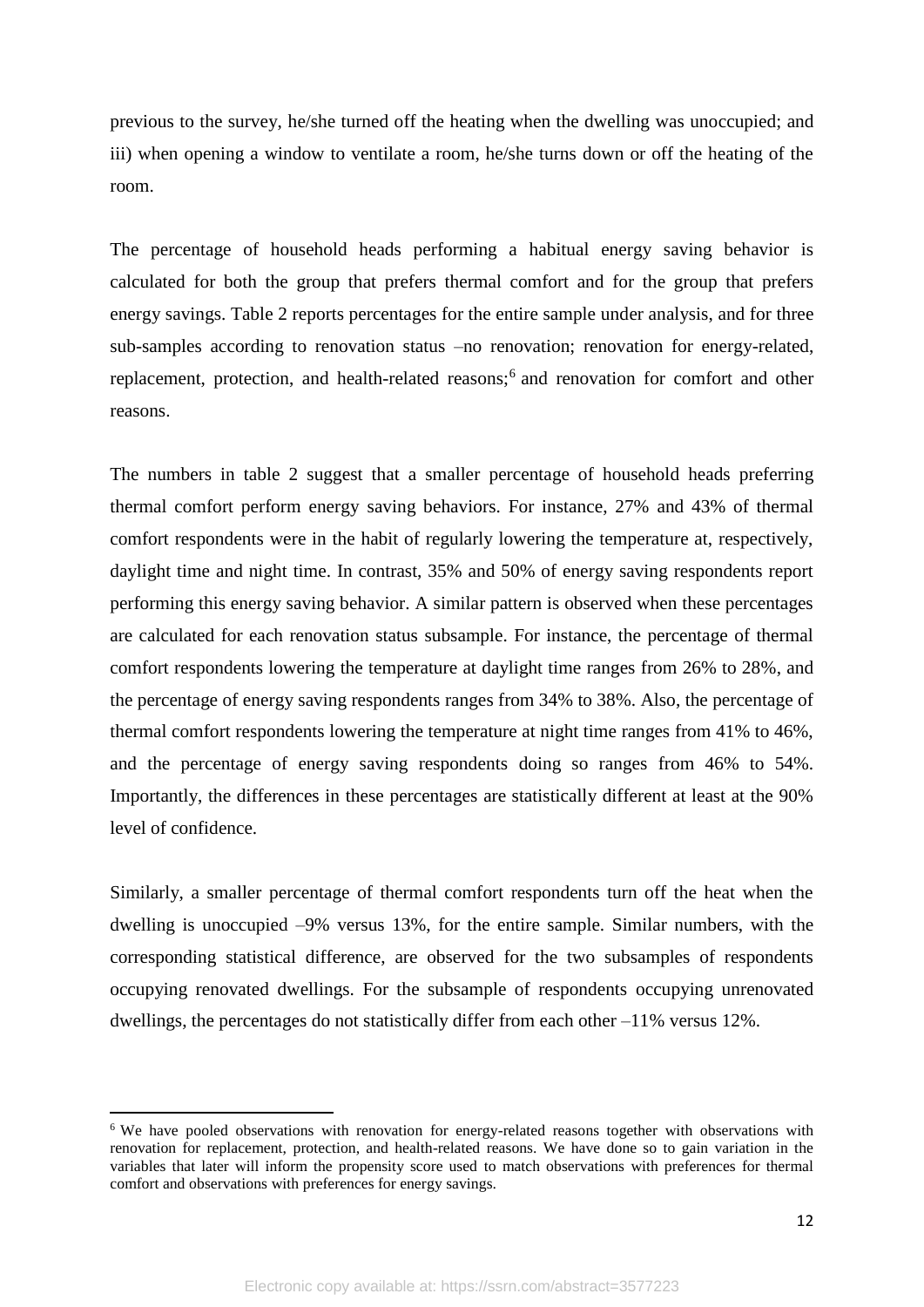previous to the survey, he/she turned off the heating when the dwelling was unoccupied; and iii) when opening a window to ventilate a room, he/she turns down or off the heating of the room.

The percentage of household heads performing a habitual energy saving behavior is calculated for both the group that prefers thermal comfort and for the group that prefers energy savings. Table 2 reports percentages for the entire sample under analysis, and for three sub-samples according to renovation status –no renovation; renovation for energy-related, replacement, protection, and health-related reasons;[6] and renovation for comfort and other reasons.

The numbers in table 2 suggest that a smaller percentage of household heads preferring thermal comfort perform energy saving behaviors. For instance, 27% and 43% of thermal comfort respondents were in the habit of regularly lowering the temperature at, respectively, daylight time and night time. In contrast, 35% and 50% of energy saving respondents report performing this energy saving behavior. A similar pattern is observed when these percentages are calculated for each renovation status subsample. For instance, the percentage of thermal comfort respondents lowering the temperature at daylight time ranges from 26% to 28%, and the percentage of energy saving respondents ranges from 34% to 38%. Also, the percentage of thermal comfort respondents lowering the temperature at night time ranges from 41% to 46%, and the percentage of energy saving respondents doing so ranges from 46% to 54%. Importantly, the differences in these percentages are statistically different at least at the 90% level of confidence.

Similarly, a smaller percentage of thermal comfort respondents turn off the heat when the dwelling is unoccupied –9% versus 13%, for the entire sample. Similar numbers, with the corresponding statistical difference, are observed for the two subsamples of respondents occupying renovated dwellings. For the subsample of respondents occupying unrenovated dwellings, the percentages do not statistically differ from each other –11% versus 12%.

[6] We have pooled observations with renovation for energy-related reasons together with observations with renovation for replacement, protection, and health-related reasons. We have done so to gain variation in the variables that later will inform the propensity score used to match observations with preferences for thermal comfort and observations with preferences for energy savings.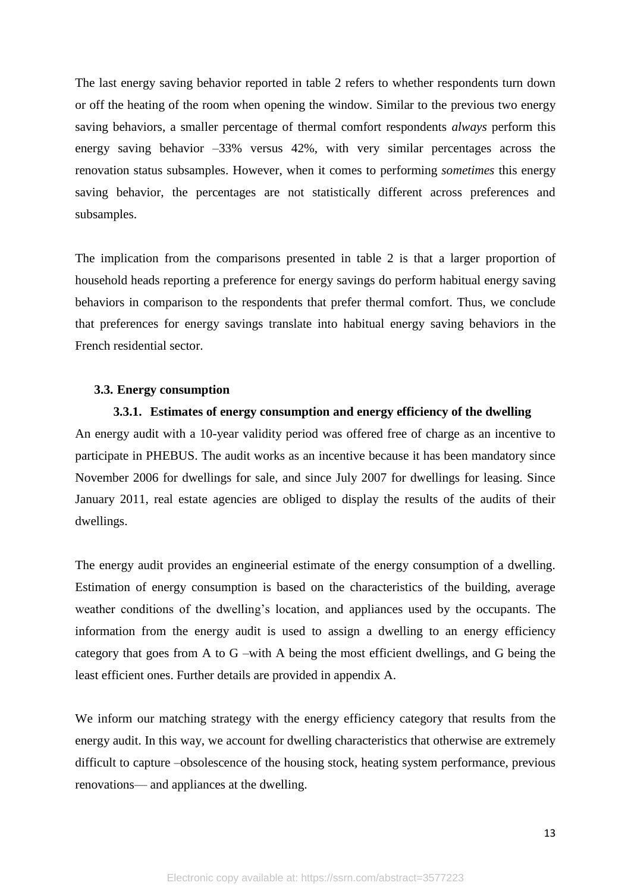The last energy saving behavior reported in table 2 refers to whether respondents turn down or off the heating of the room when opening the window. Similar to the previous two energy saving behaviors, a smaller percentage of thermal comfort respondents *always* perform this energy saving behavior –33% versus 42%, with very similar percentages across the renovation status subsamples. However, when it comes to performing *sometimes* this energy saving behavior, the percentages are not statistically different across preferences and subsamples.

The implication from the comparisons presented in table 2 is that a larger proportion of household heads reporting a preference for energy savings do perform habitual energy saving behaviors in comparison to the respondents that prefer thermal comfort. Thus, we conclude that preferences for energy savings translate into habitual energy saving behaviors in the French residential sector.

## 3.3. Energy consumption

### 3.3.1. Estimates of energy consumption and energy efficiency of the dwelling

An energy audit with a 10-year validity period was offered free of charge as an incentive to participate in PHEBUS. The audit works as an incentive because it has been mandatory since November 2006 for dwellings for sale, and since July 2007 for dwellings for leasing. Since January 2011, real estate agencies are obliged to display the results of the audits of their dwellings.

The energy audit provides an engineerial estimate of the energy consumption of a dwelling. Estimation of energy consumption is based on the characteristics of the building, average weather conditions of the dwelling's location, and appliances used by the occupants. The information from the energy audit is used to assign a dwelling to an energy efficiency category that goes from A to G –with A being the most efficient dwellings, and G being the least efficient ones. Further details are provided in appendix A.

We inform our matching strategy with the energy efficiency category that results from the energy audit. In this way, we account for dwelling characteristics that otherwise are extremely difficult to capture –obsolescence of the housing stock, heating system performance, previous renovations— and appliances at the dwelling.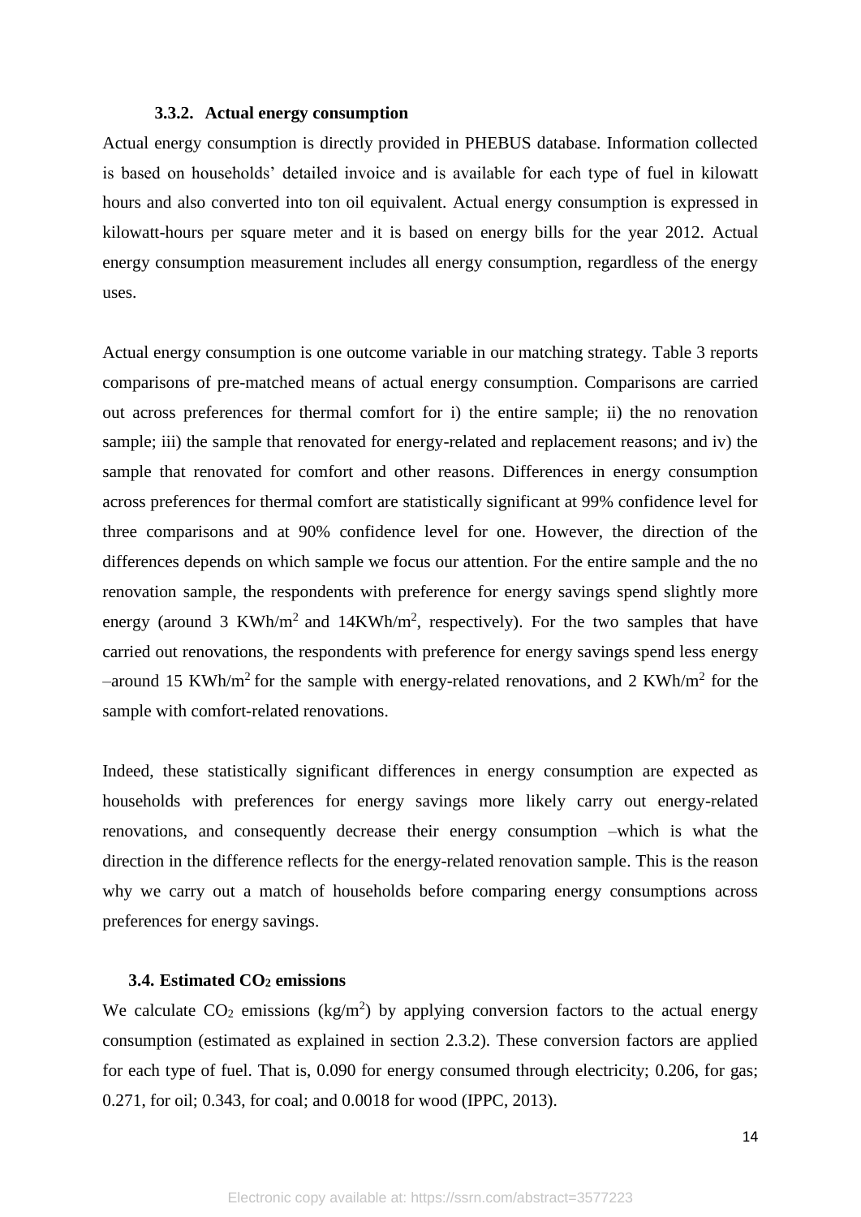#### 3.3.2. Actual energy consumption

Actual energy consumption is directly provided in PHEBUS database. Information collected is based on households' detailed invoice and is available for each type of fuel in kilowatt hours and also converted into ton oil equivalent. Actual energy consumption is expressed in kilowatt-hours per square meter and it is based on energy bills for the year 2012. Actual energy consumption measurement includes all energy consumption, regardless of the energy uses.

Actual energy consumption is one outcome variable in our matching strategy. Table 3 reports comparisons of pre-matched means of actual energy consumption. Comparisons are carried out across preferences for thermal comfort for i) the entire sample; ii) the no renovation sample; iii) the sample that renovated for energy-related and replacement reasons; and iv) the sample that renovated for comfort and other reasons. Differences in energy consumption across preferences for thermal comfort are statistically significant at 99% confidence level for three comparisons and at 90% confidence level for one. However, the direction of the differences depends on which sample we focus our attention. For the entire sample and the no renovation sample, the respondents with preference for energy savings spend slightly more energy (around 3 KWh/m$^2$ and 14KWh/m$^2$, respectively). For the two samples that have carried out renovations, the respondents with preference for energy savings spend less energy –around 15 KWh/m$^2$ for the sample with energy-related renovations, and 2 KWh/m$^2$ for the sample with comfort-related renovations.

Indeed, these statistically significant differences in energy consumption are expected as households with preferences for energy savings more likely carry out energy-related renovations, and consequently decrease their energy consumption –which is what the direction in the difference reflects for the energy-related renovation sample. This is the reason why we carry out a match of households before comparing energy consumptions across preferences for energy savings.

### 3.4. Estimated $CO_2$ emissions

We calculate $CO_2$ emissions (kg/m$^2$) by applying conversion factors to the actual energy consumption (estimated as explained in section 2.3.2). These conversion factors are applied for each type of fuel. That is, 0.090 for energy consumed through electricity; 0.206, for gas; 0.271, for oil; 0.343, for coal; and 0.0018 for wood (IPPC, 2013).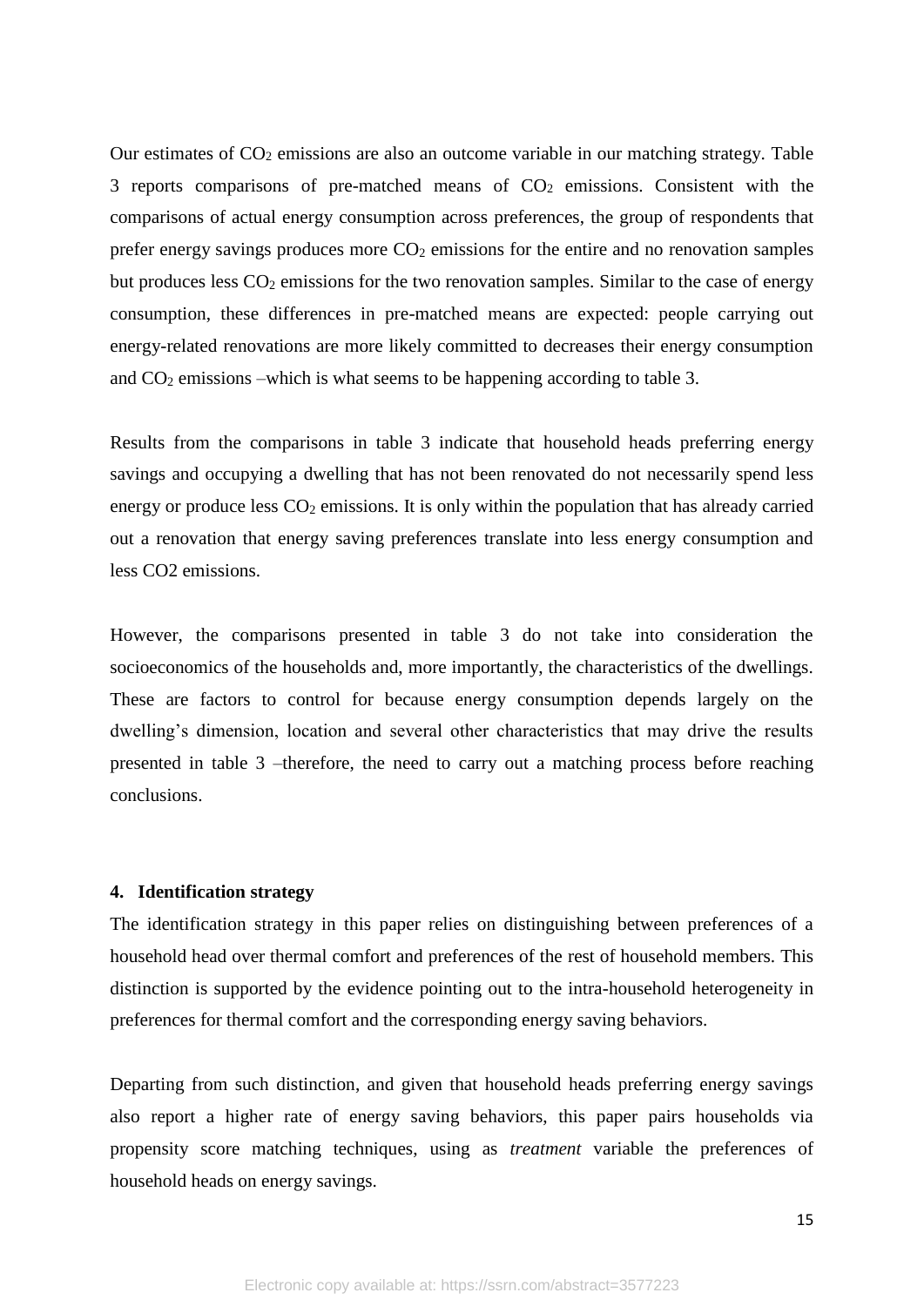Our estimates of $CO_2$ emissions are also an outcome variable in our matching strategy. Table 3 reports comparisons of pre-matched means of $CO_2$ emissions. Consistent with the comparisons of actual energy consumption across preferences, the group of respondents that prefer energy savings produces more $CO_2$ emissions for the entire and no renovation samples but produces less $CO_2$ emissions for the two renovation samples. Similar to the case of energy consumption, these differences in pre-matched means are expected: people carrying out energy-related renovations are more likely committed to decreases their energy consumption and $CO_2$ emissions –which is what seems to be happening according to table 3.

Results from the comparisons in table 3 indicate that household heads preferring energy savings and occupying a dwelling that has not been renovated do not necessarily spend less energy or produce less $CO_2$ emissions. It is only within the population that has already carried out a renovation that energy saving preferences translate into less energy consumption and less CO2 emissions.

However, the comparisons presented in table 3 do not take into consideration the socioeconomics of the households and, more importantly, the characteristics of the dwellings. These are factors to control for because energy consumption depends largely on the dwelling's dimension, location and several other characteristics that may drive the results presented in table 3 –therefore, the need to carry out a matching process before reaching conclusions.

## 4. Identification strategy

The identification strategy in this paper relies on distinguishing between preferences of a household head over thermal comfort and preferences of the rest of household members. This distinction is supported by the evidence pointing out to the intra-household heterogeneity in preferences for thermal comfort and the corresponding energy saving behaviors.

Departing from such distinction, and given that household heads preferring energy savings also report a higher rate of energy saving behaviors, this paper pairs households via propensity score matching techniques, using as *treatment* variable the preferences of household heads on energy savings.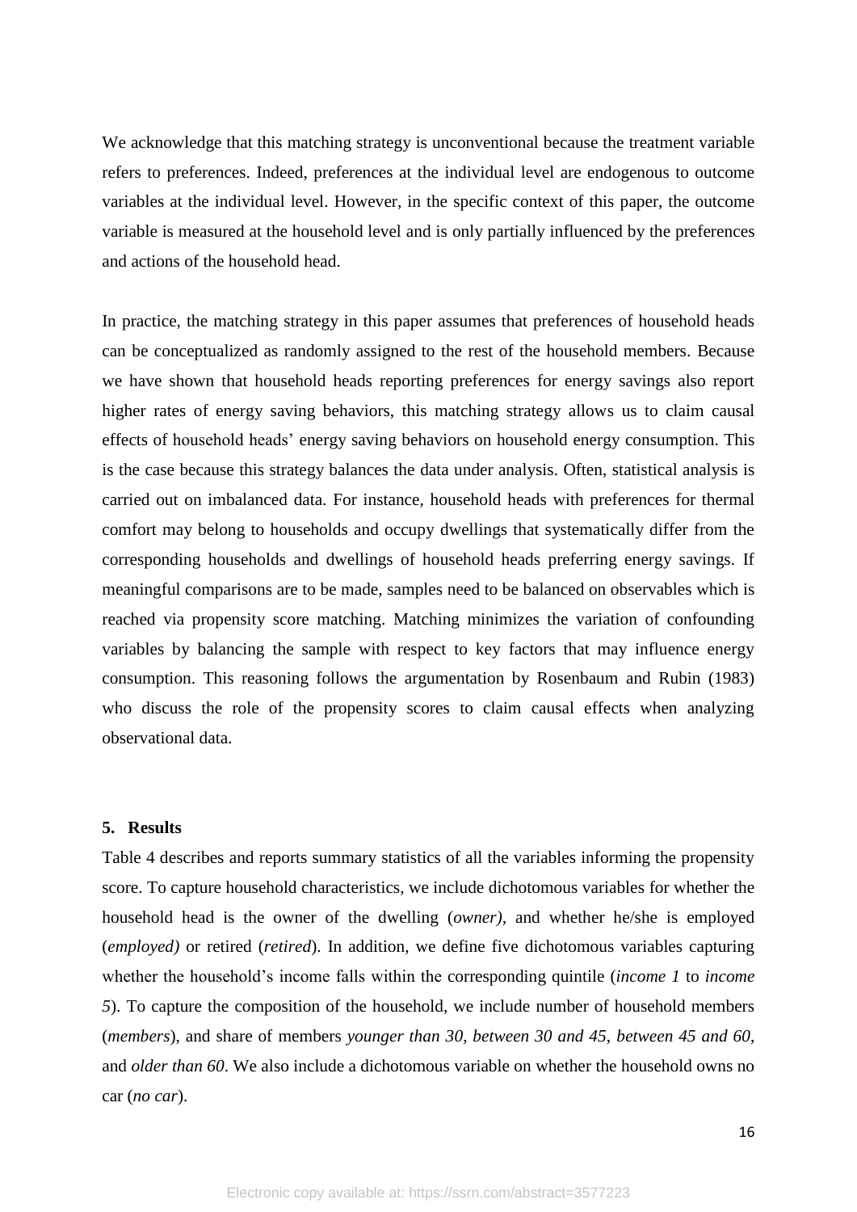We acknowledge that this matching strategy is unconventional because the treatment variable refers to preferences. Indeed, preferences at the individual level are endogenous to outcome variables at the individual level. However, in the specific context of this paper, the outcome variable is measured at the household level and is only partially influenced by the preferences and actions of the household head.

In practice, the matching strategy in this paper assumes that preferences of household heads can be conceptualized as randomly assigned to the rest of the household members. Because we have shown that household heads reporting preferences for energy savings also report higher rates of energy saving behaviors, this matching strategy allows us to claim causal effects of household heads' energy saving behaviors on household energy consumption. This is the case because this strategy balances the data under analysis. Often, statistical analysis is carried out on imbalanced data. For instance, household heads with preferences for thermal comfort may belong to households and occupy dwellings that systematically differ from the corresponding households and dwellings of household heads preferring energy savings. If meaningful comparisons are to be made, samples need to be balanced on observables which is reached via propensity score matching. Matching minimizes the variation of confounding variables by balancing the sample with respect to key factors that may influence energy consumption. This reasoning follows the argumentation by Rosenbaum and Rubin (1983) who discuss the role of the propensity scores to claim causal effects when analyzing observational data.

## 5. Results

Table 4 describes and reports summary statistics of all the variables informing the propensity score. To capture household characteristics, we include dichotomous variables for whether the household head is the owner of the dwelling (*owner),* and whether he/she is employed (*employed)* or retired (*retired*). In addition, we define five dichotomous variables capturing whether the household's income falls within the corresponding quintile (*income 1* to *income 5*). To capture the composition of the household, we include number of household members (*members*), and share of members *younger than 30*, *between 30 and 45*, *between 45 and 60*, and *older than 60*. We also include a dichotomous variable on whether the household owns no car (*no car*).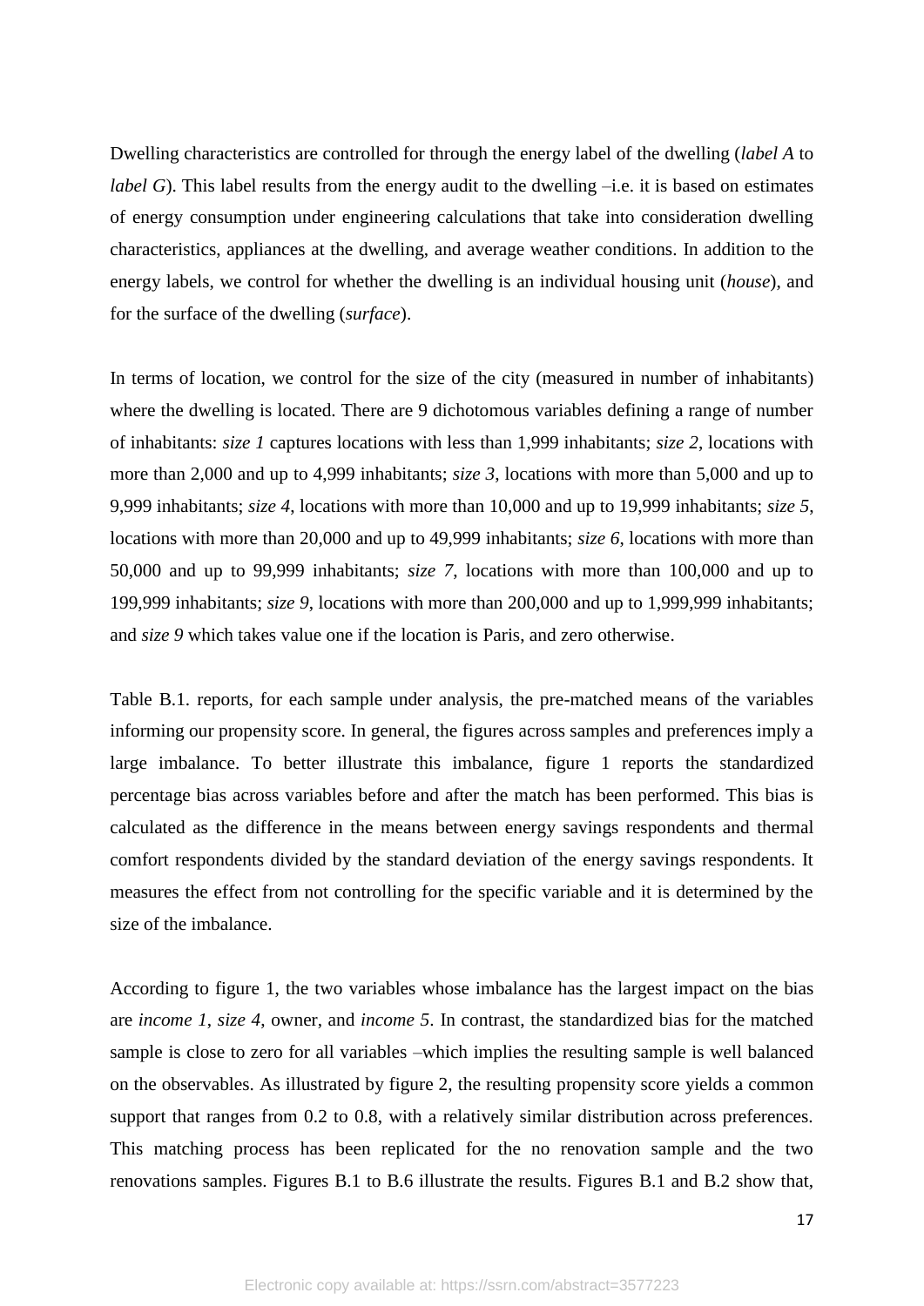Dwelling characteristics are controlled for through the energy label of the dwelling (*label A* to *label G*). This label results from the energy audit to the dwelling –i.e. it is based on estimates of energy consumption under engineering calculations that take into consideration dwelling characteristics, appliances at the dwelling, and average weather conditions. In addition to the energy labels, we control for whether the dwelling is an individual housing unit (*house*), and for the surface of the dwelling (*surface*).

In terms of location, we control for the size of the city (measured in number of inhabitants) where the dwelling is located. There are 9 dichotomous variables defining a range of number of inhabitants: *size 1* captures locations with less than 1,999 inhabitants; *size 2*, locations with more than 2,000 and up to 4,999 inhabitants; *size 3*, locations with more than 5,000 and up to 9,999 inhabitants; *size 4*, locations with more than 10,000 and up to 19,999 inhabitants; *size 5*, locations with more than 20,000 and up to 49,999 inhabitants; *size 6*, locations with more than 50,000 and up to 99,999 inhabitants; *size 7*, locations with more than 100,000 and up to 199,999 inhabitants; *size 9*, locations with more than 200,000 and up to 1,999,999 inhabitants; and *size 9* which takes value one if the location is Paris, and zero otherwise.

Table B.1. reports, for each sample under analysis, the pre-matched means of the variables informing our propensity score. In general, the figures across samples and preferences imply a large imbalance. To better illustrate this imbalance, figure 1 reports the standardized percentage bias across variables before and after the match has been performed. This bias is calculated as the difference in the means between energy savings respondents and thermal comfort respondents divided by the standard deviation of the energy savings respondents. It measures the effect from not controlling for the specific variable and it is determined by the size of the imbalance.

According to figure 1, the two variables whose imbalance has the largest impact on the bias are *income 1*, *size 4*, owner, and *income 5*. In contrast, the standardized bias for the matched sample is close to zero for all variables –which implies the resulting sample is well balanced on the observables. As illustrated by figure 2, the resulting propensity score yields a common support that ranges from 0.2 to 0.8, with a relatively similar distribution across preferences. This matching process has been replicated for the no renovation sample and the two renovations samples. Figures B.1 to B.6 illustrate the results. Figures B.1 and B.2 show that,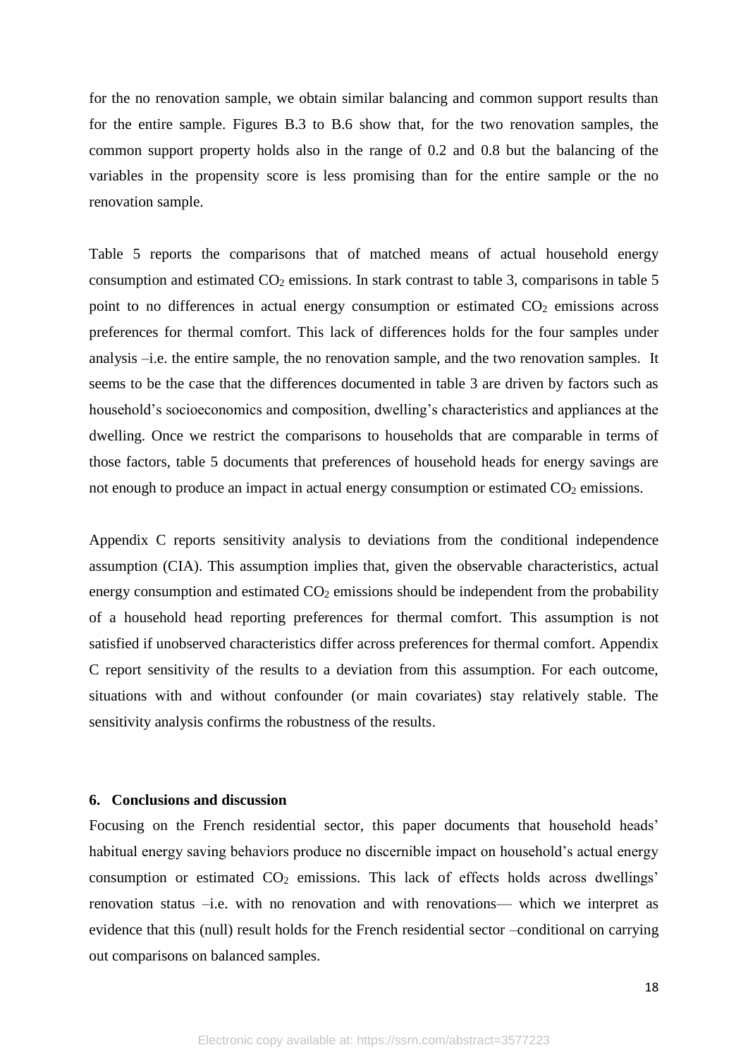for the no renovation sample, we obtain similar balancing and common support results than for the entire sample. Figures B.3 to B.6 show that, for the two renovation samples, the common support property holds also in the range of 0.2 and 0.8 but the balancing of the variables in the propensity score is less promising than for the entire sample or the no renovation sample.

Table 5 reports the comparisons that of matched means of actual household energy consumption and estimated $CO_2$ emissions. In stark contrast to table 3, comparisons in table 5 point to no differences in actual energy consumption or estimated $CO_2$ emissions across preferences for thermal comfort. This lack of differences holds for the four samples under analysis –i.e. the entire sample, the no renovation sample, and the two renovation samples. It seems to be the case that the differences documented in table 3 are driven by factors such as household's socioeconomics and composition, dwelling's characteristics and appliances at the dwelling. Once we restrict the comparisons to households that are comparable in terms of those factors, table 5 documents that preferences of household heads for energy savings are not enough to produce an impact in actual energy consumption or estimated $CO_2$ emissions.

Appendix C reports sensitivity analysis to deviations from the conditional independence assumption (CIA). This assumption implies that, given the observable characteristics, actual energy consumption and estimated $CO_2$ emissions should be independent from the probability of a household head reporting preferences for thermal comfort. This assumption is not satisfied if unobserved characteristics differ across preferences for thermal comfort. Appendix C report sensitivity of the results to a deviation from this assumption. For each outcome, situations with and without confounder (or main covariates) stay relatively stable. The sensitivity analysis confirms the robustness of the results.

## 6. Conclusions and discussion

Focusing on the French residential sector, this paper documents that household heads' habitual energy saving behaviors produce no discernible impact on household's actual energy consumption or estimated $CO_2$ emissions. This lack of effects holds across dwellings' renovation status –i.e. with no renovation and with renovations— which we interpret as evidence that this (null) result holds for the French residential sector –conditional on carrying out comparisons on balanced samples.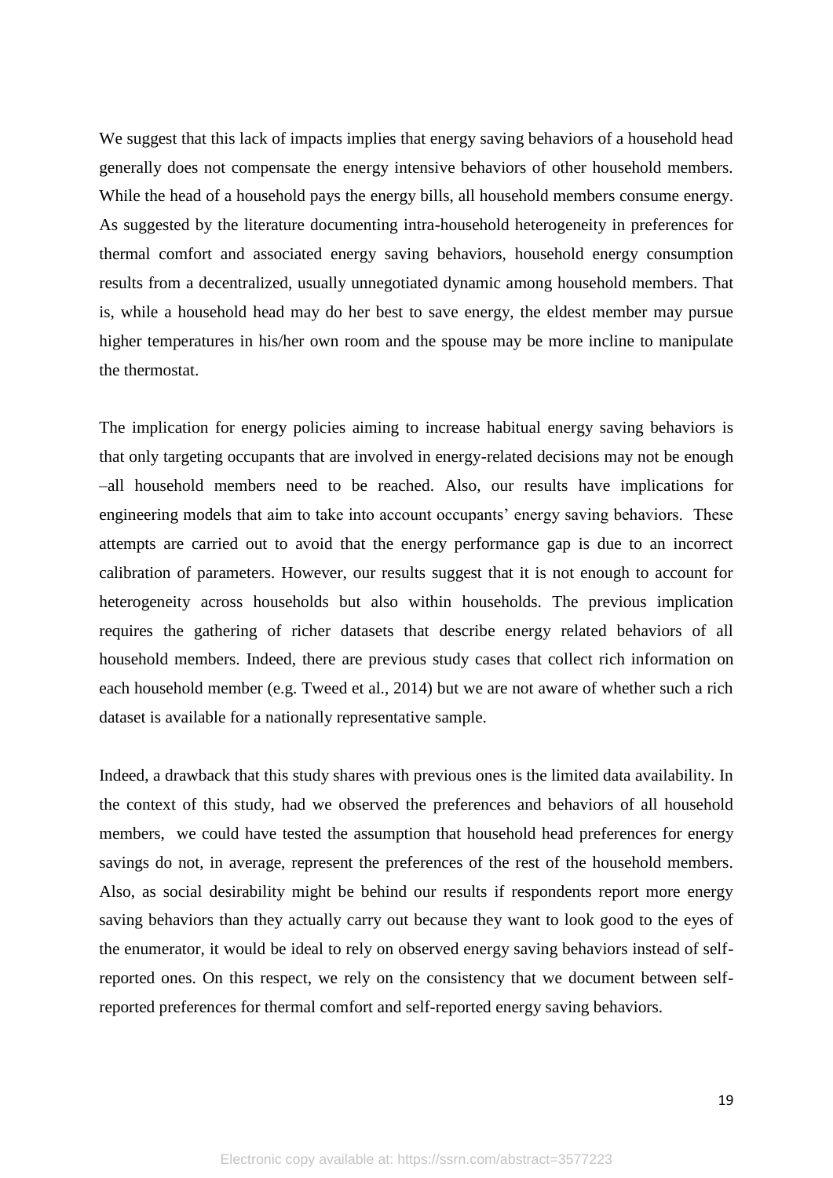We suggest that this lack of impacts implies that energy saving behaviors of a household head generally does not compensate the energy intensive behaviors of other household members. While the head of a household pays the energy bills, all household members consume energy. As suggested by the literature documenting intra-household heterogeneity in preferences for thermal comfort and associated energy saving behaviors, household energy consumption results from a decentralized, usually unnegotiated dynamic among household members. That is, while a household head may do her best to save energy, the eldest member may pursue higher temperatures in his/her own room and the spouse may be more incline to manipulate the thermostat.

The implication for energy policies aiming to increase habitual energy saving behaviors is that only targeting occupants that are involved in energy-related decisions may not be enough –all household members need to be reached. Also, our results have implications for engineering models that aim to take into account occupants' energy saving behaviors. These attempts are carried out to avoid that the energy performance gap is due to an incorrect calibration of parameters. However, our results suggest that it is not enough to account for heterogeneity across households but also within households. The previous implication requires the gathering of richer datasets that describe energy related behaviors of all household members. Indeed, there are previous study cases that collect rich information on each household member (e.g. Tweed et al., 2014) but we are not aware of whether such a rich dataset is available for a nationally representative sample.

Indeed, a drawback that this study shares with previous ones is the limited data availability. In the context of this study, had we observed the preferences and behaviors of all household members, we could have tested the assumption that household head preferences for energy savings do not, in average, represent the preferences of the rest of the household members. Also, as social desirability might be behind our results if respondents report more energy saving behaviors than they actually carry out because they want to look good to the eyes of the enumerator, it would be ideal to rely on observed energy saving behaviors instead of self-reported ones. On this respect, we rely on the consistency that we document between self-reported preferences for thermal comfort and self-reported energy saving behaviors.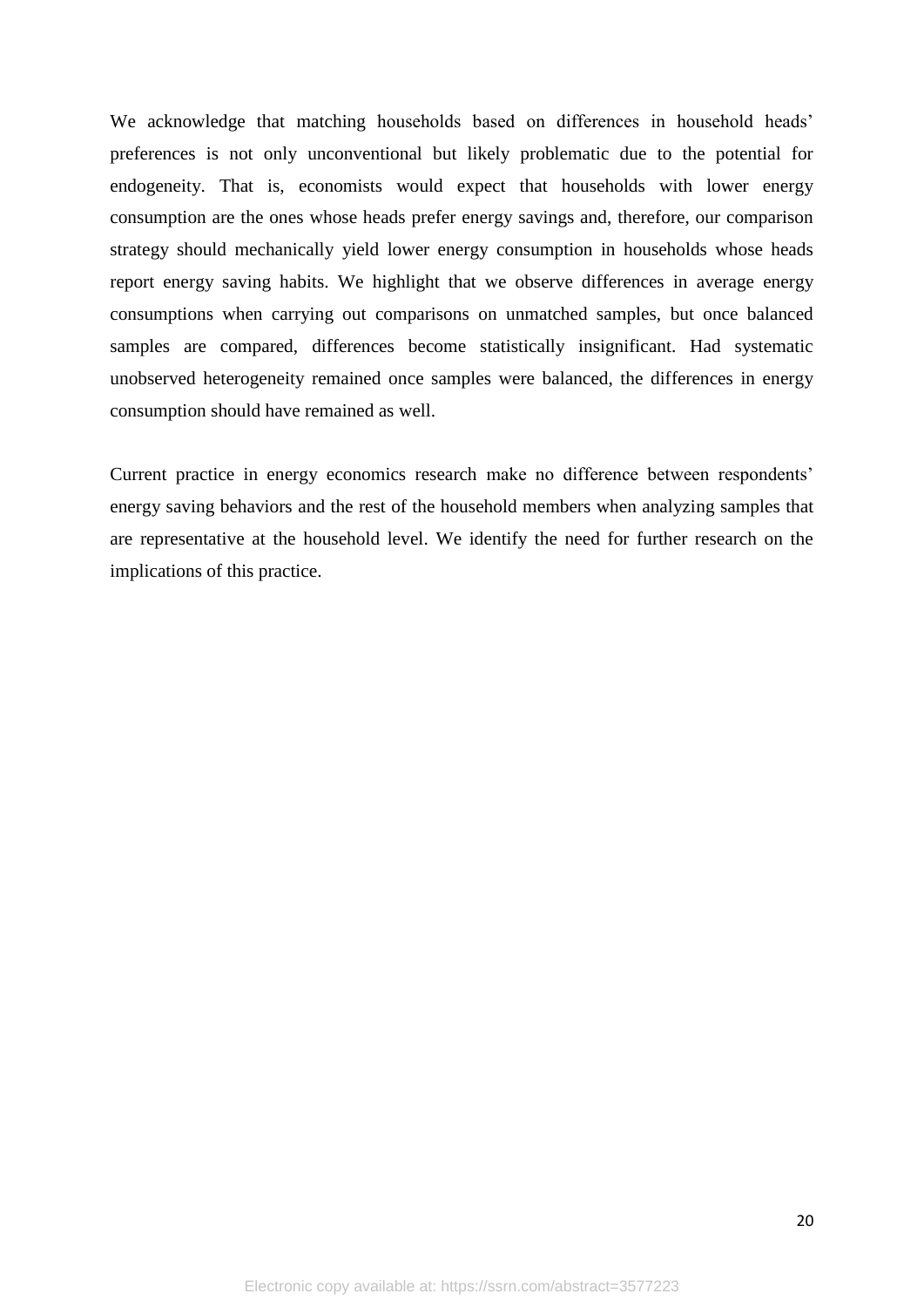We acknowledge that matching households based on differences in household heads' preferences is not only unconventional but likely problematic due to the potential for endogeneity. That is, economists would expect that households with lower energy consumption are the ones whose heads prefer energy savings and, therefore, our comparison strategy should mechanically yield lower energy consumption in households whose heads report energy saving habits. We highlight that we observe differences in average energy consumptions when carrying out comparisons on unmatched samples, but once balanced samples are compared, differences become statistically insignificant. Had systematic unobserved heterogeneity remained once samples were balanced, the differences in energy consumption should have remained as well.

Current practice in energy economics research make no difference between respondents' energy saving behaviors and the rest of the household members when analyzing samples that are representative at the household level. We identify the need for further research on the implications of this practice.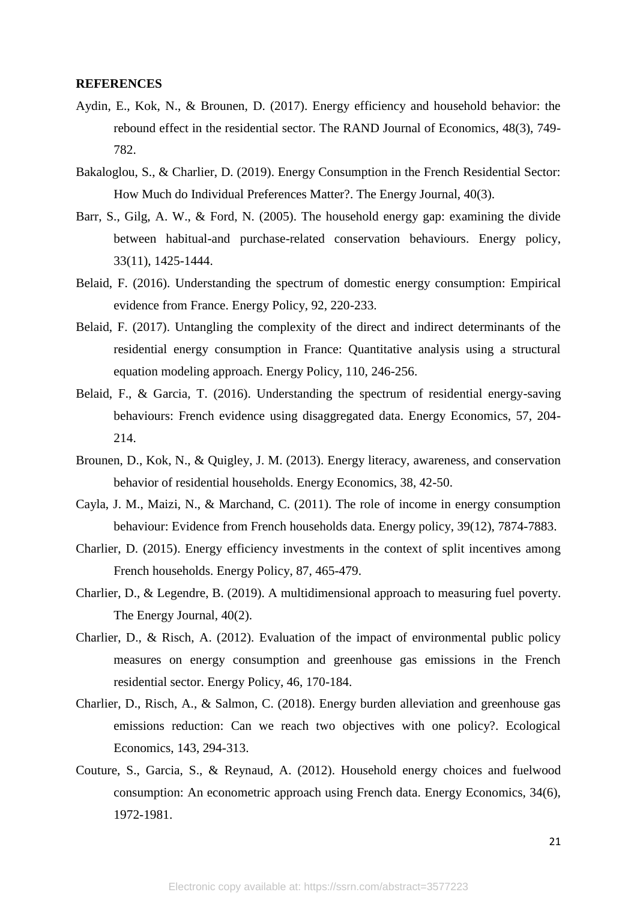**REFERENCES**

Aydin, E., Kok, N., & Brounen, D. (2017). Energy efficiency and household behavior: the rebound effect in the residential sector. The RAND Journal of Economics, 48(3), 749-782.

Bakaloglou, S., & Charlier, D. (2019). Energy Consumption in the French Residential Sector: How Much do Individual Preferences Matter?. The Energy Journal, 40(3).

Barr, S., Gilg, A. W., & Ford, N. (2005). The household energy gap: examining the divide between habitual-and purchase-related conservation behaviours. Energy policy, 33(11), 1425-1444.

Belaid, F. (2016). Understanding the spectrum of domestic energy consumption: Empirical evidence from France. Energy Policy, 92, 220-233.

Belaid, F. (2017). Untangling the complexity of the direct and indirect determinants of the residential energy consumption in France: Quantitative analysis using a structural equation modeling approach. Energy Policy, 110, 246-256.

Belaid, F., & Garcia, T. (2016). Understanding the spectrum of residential energy-saving behaviours: French evidence using disaggregated data. Energy Economics, 57, 204-214.

Brounen, D., Kok, N., & Quigley, J. M. (2013). Energy literacy, awareness, and conservation behavior of residential households. Energy Economics, 38, 42-50.

Cayla, J. M., Maizi, N., & Marchand, C. (2011). The role of income in energy consumption behaviour: Evidence from French households data. Energy policy, 39(12), 7874-7883.

Charlier, D. (2015). Energy efficiency investments in the context of split incentives among French households. Energy Policy, 87, 465-479.

Charlier, D., & Legendre, B. (2019). A multidimensional approach to measuring fuel poverty. The Energy Journal, 40(2).

Charlier, D., & Risch, A. (2012). Evaluation of the impact of environmental public policy measures on energy consumption and greenhouse gas emissions in the French residential sector. Energy Policy, 46, 170-184.

Charlier, D., Risch, A., & Salmon, C. (2018). Energy burden alleviation and greenhouse gas emissions reduction: Can we reach two objectives with one policy?. Ecological Economics, 143, 294-313.

Couture, S., Garcia, S., & Reynaud, A. (2012). Household energy choices and fuelwood consumption: An econometric approach using French data. Energy Economics, 34(6), 1972-1981.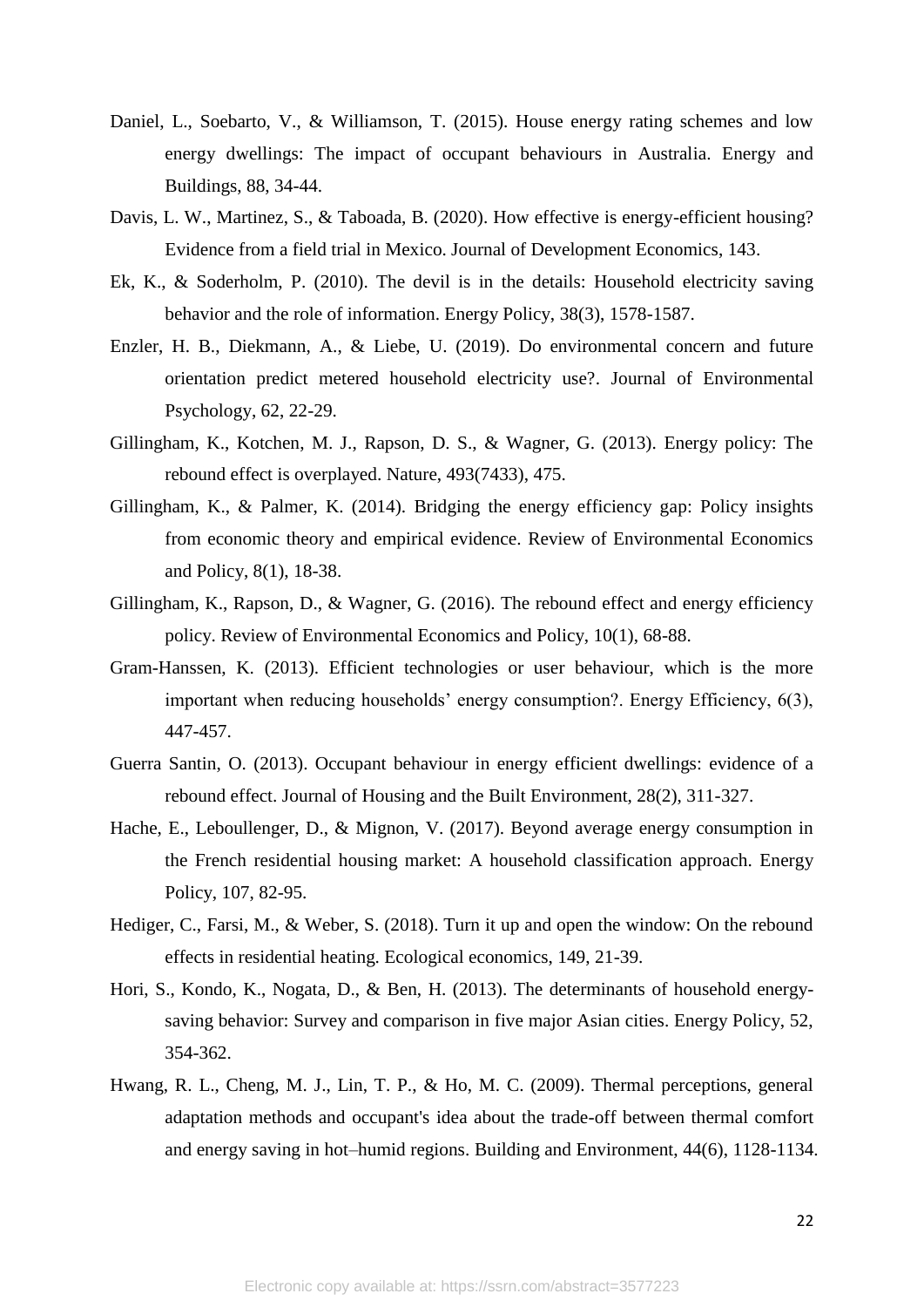Daniel, L., Soebarto, V., & Williamson, T. (2015). House energy rating schemes and low energy dwellings: The impact of occupant behaviours in Australia. Energy and Buildings, 88, 34-44.

Davis, L. W., Martinez, S., & Taboada, B. (2020). How effective is energy-efficient housing? Evidence from a field trial in Mexico. Journal of Development Economics, 143.

Ek, K., & Soderholm, P. (2010). The devil is in the details: Household electricity saving behavior and the role of information. Energy Policy, 38(3), 1578-1587.

Enzler, H. B., Diekmann, A., & Liebe, U. (2019). Do environmental concern and future orientation predict metered household electricity use?. Journal of Environmental Psychology, 62, 22-29.

Gillingham, K., Kotchen, M. J., Rapson, D. S., & Wagner, G. (2013). Energy policy: The rebound effect is overplayed. Nature, 493(7433), 475.

Gillingham, K., & Palmer, K. (2014). Bridging the energy efficiency gap: Policy insights from economic theory and empirical evidence. Review of Environmental Economics and Policy, 8(1), 18-38.

Gillingham, K., Rapson, D., & Wagner, G. (2016). The rebound effect and energy efficiency policy. Review of Environmental Economics and Policy, 10(1), 68-88.

Gram-Hanssen, K. (2013). Efficient technologies or user behaviour, which is the more important when reducing households' energy consumption?. Energy Efficiency, 6(3), 447-457.

Guerra Santin, O. (2013). Occupant behaviour in energy efficient dwellings: evidence of a rebound effect. Journal of Housing and the Built Environment, 28(2), 311-327.

Hache, E., Leboullenger, D., & Mignon, V. (2017). Beyond average energy consumption in the French residential housing market: A household classification approach. Energy Policy, 107, 82-95.

Hediger, C., Farsi, M., & Weber, S. (2018). Turn it up and open the window: On the rebound effects in residential heating. Ecological economics, 149, 21-39.

Hori, S., Kondo, K., Nogata, D., & Ben, H. (2013). The determinants of household energy-saving behavior: Survey and comparison in five major Asian cities. Energy Policy, 52, 354-362.

Hwang, R. L., Cheng, M. J., Lin, T. P., & Ho, M. C. (2009). Thermal perceptions, general adaptation methods and occupant's idea about the trade-off between thermal comfort and energy saving in hot–humid regions. Building and Environment, 44(6), 1128-1134.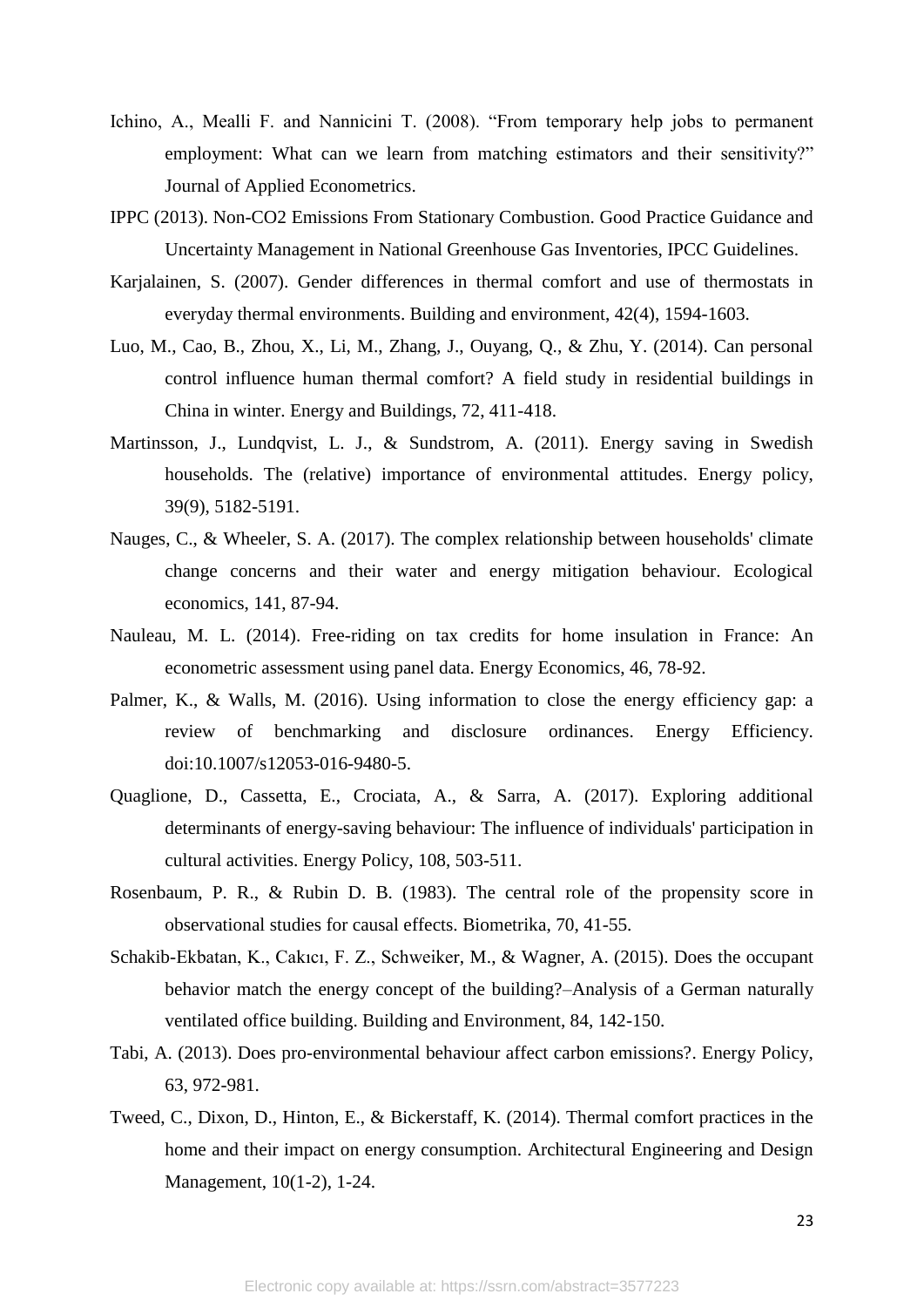Ichino, A., Mealli F. and Nannicini T. (2008). “From temporary help jobs to permanent employment: What can we learn from matching estimators and their sensitivity?” Journal of Applied Econometrics.

IPPC (2013). Non-CO2 Emissions From Stationary Combustion. Good Practice Guidance and Uncertainty Management in National Greenhouse Gas Inventories, IPCC Guidelines.

Karjalainen, S. (2007). Gender differences in thermal comfort and use of thermostats in everyday thermal environments. Building and environment, 42(4), 1594-1603.

Luo, M., Cao, B., Zhou, X., Li, M., Zhang, J., Ouyang, Q., & Zhu, Y. (2014). Can personal control influence human thermal comfort? A field study in residential buildings in China in winter. Energy and Buildings, 72, 411-418.

Martinsson, J., Lundqvist, L. J., & Sundstrom, A. (2011). Energy saving in Swedish households. The (relative) importance of environmental attitudes. Energy policy, 39(9), 5182-5191.

Nauges, C., & Wheeler, S. A. (2017). The complex relationship between households' climate change concerns and their water and energy mitigation behaviour. Ecological economics, 141, 87-94.

Nauleau, M. L. (2014). Free-riding on tax credits for home insulation in France: An econometric assessment using panel data. Energy Economics, 46, 78-92.

Palmer, K., & Walls, M. (2016). Using information to close the energy efficiency gap: a review of benchmarking and disclosure ordinances. Energy Efficiency. doi:10.1007/s12053-016-9480-5.

Quaglione, D., Cassetta, E., Crociata, A., & Sarra, A. (2017). Exploring additional determinants of energy-saving behaviour: The influence of individuals' participation in cultural activities. Energy Policy, 108, 503-511.

Rosenbaum, P. R., & Rubin D. B. (1983). The central role of the propensity score in observational studies for causal effects. Biometrika, 70, 41-55.

Schakib-Ekbatan, K., Cakıcı, F. Z., Schweiker, M., & Wagner, A. (2015). Does the occupant behavior match the energy concept of the building?–Analysis of a German naturally ventilated office building. Building and Environment, 84, 142-150.

Tabi, A. (2013). Does pro-environmental behaviour affect carbon emissions?. Energy Policy, 63, 972-981.

Tweed, C., Dixon, D., Hinton, E., & Bickerstaff, K. (2014). Thermal comfort practices in the home and their impact on energy consumption. Architectural Engineering and Design Management, 10(1-2), 1-24.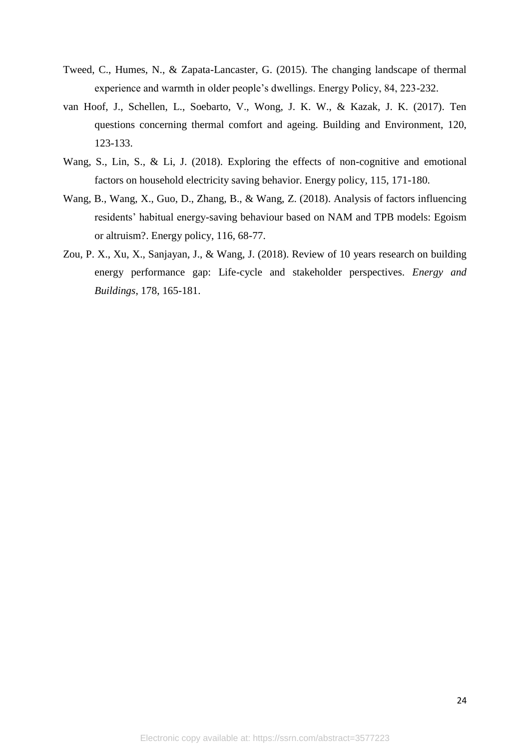Tweed, C., Humes, N., & Zapata-Lancaster, G. (2015). The changing landscape of thermal experience and warmth in older people's dwellings. Energy Policy, 84, 223-232.

van Hoof, J., Schellen, L., Soebarto, V., Wong, J. K. W., & Kazak, J. K. (2017). Ten questions concerning thermal comfort and ageing. Building and Environment, 120, 123-133.

Wang, S., Lin, S., & Li, J. (2018). Exploring the effects of non-cognitive and emotional factors on household electricity saving behavior. Energy policy, 115, 171-180.

Wang, B., Wang, X., Guo, D., Zhang, B., & Wang, Z. (2018). Analysis of factors influencing residents' habitual energy-saving behaviour based on NAM and TPB models: Egoism or altruism?. Energy policy, 116, 68-77.

Zou, P. X., Xu, X., Sanjayan, J., & Wang, J. (2018). Review of 10 years research on building energy performance gap: Life-cycle and stakeholder perspectives. *Energy and Buildings*, 178, 165-181.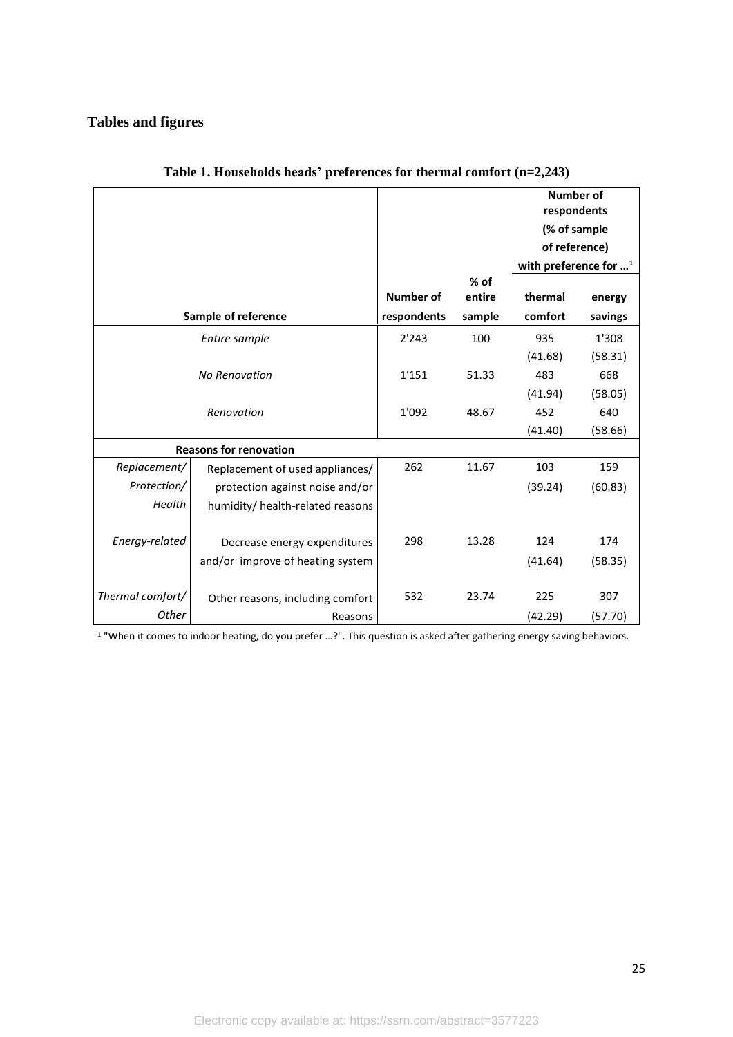## Tables and figures

**Table 1. Households heads' preferences for thermal comfort (n=2,243)**

| Sample of reference | | Number of respondents | % of entire sample | Number of respondents (% of sample of reference) with preference for …[1] thermal comfort | energy savings |
|---|---|---|---|---|---|
| *Entire sample* | | 2'243 | 100 | 935 (41.68) | 1'308 (58.31) |
| *No Renovation* | | 1'151 | 51.33 | 483 (41.94) | 668 (58.05) |
| *Renovation* | | 1'092 | 48.67 | 452 (41.40) | 640 (58.66) |
| **Reasons for renovation** | | | | | |
| *Replacement/ Protection/ Health* | Replacement of used appliances/ protection against noise and/or humidity/ health-related reasons | 262 | 11.67 | 103 (39.24) | 159 (60.83) |
| *Energy-related* | Decrease energy expenditures and/or improve of heating system | 298 | 13.28 | 124 (41.64) | 174 (58.35) |
| *Thermal comfort/ Other* | Other reasons, including comfort Reasons | 532 | 23.74 | 225 (42.29) | 307 (57.70) |

[1] "When it comes to indoor heating, do you prefer …?". This question is asked after gathering energy saving behaviors.

Electronic copy available at: https://ssrn.com/abstract=3577223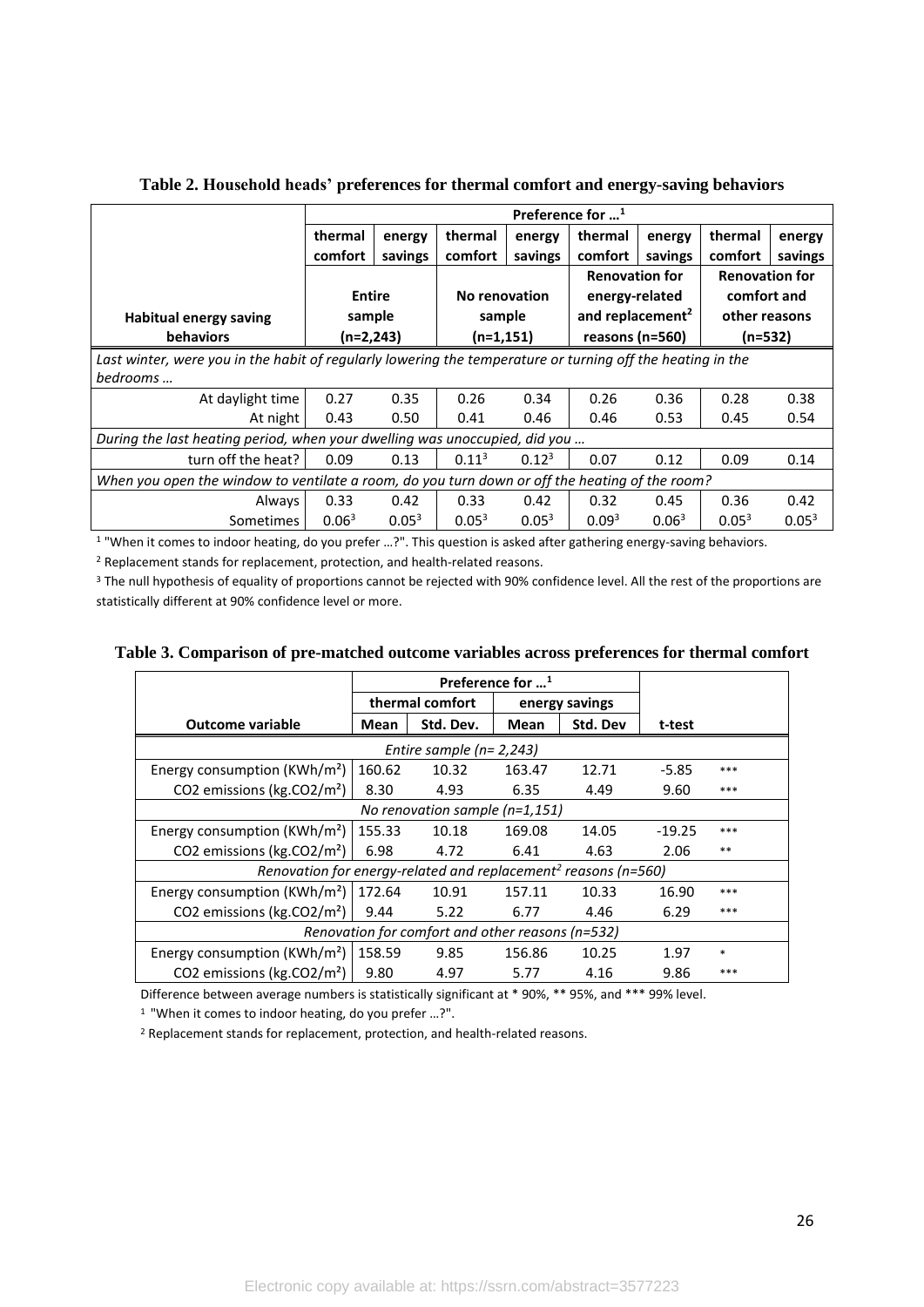**Table 2. Household heads' preferences for thermal comfort and energy-saving behaviors**

| | Preference for …[1] | | | | | | | |
|---|---|---|---|---|---|---|---|---|
| | thermal comfort | energy savings | thermal comfort | energy savings | thermal comfort | energy savings | thermal comfort | energy savings |
| **Habitual energy saving behaviors** | **Entire sample (n=2,243)** | | **No renovation sample (n=1,151)** | | **Renovation for energy-related and replacement[2] reasons (n=560)** | | **Renovation for comfort and other reasons (n=532)** | |
| *Last winter, were you in the habit of regularly lowering the temperature or turning off the heating in the bedrooms …* | | | | | | | | |
| At daylight time | 0.27 | 0.35 | 0.26 | 0.34 | 0.26 | 0.36 | 0.28 | 0.38 |
| At night | 0.43 | 0.50 | 0.41 | 0.46 | 0.46 | 0.53 | 0.45 | 0.54 |
| *During the last heating period, when your dwelling was unoccupied, did you …* | | | | | | | | |
| turn off the heat? | 0.09 | 0.13 | 0.11[3] | 0.12[3] | 0.07 | 0.12 | 0.09 | 0.14 |
| *When you open the window to ventilate a room, do you turn down or off the heating of the room?* | | | | | | | | |
| Always | 0.33 | 0.42 | 0.33 | 0.42 | 0.32 | 0.45 | 0.36 | 0.42 |
| Sometimes | 0.06[3] | 0.05[3] | 0.05[3] | 0.05[3] | 0.09[3] | 0.06[3] | 0.05[3] | 0.05[3] |

[1] "When it comes to indoor heating, do you prefer …?". This question is asked after gathering energy-saving behaviors.

[2] Replacement stands for replacement, protection, and health-related reasons.

[3] The null hypothesis of equality of proportions cannot be rejected with 90% confidence level. All the rest of the proportions are statistically different at 90% confidence level or more.

**Table 3. Comparison of pre-matched outcome variables across preferences for thermal comfort**

| | Preference for …[1] | | | | | |
|---|---|---|---|---|---|---|
| | thermal comfort | | energy savings | | | |
| **Outcome variable** | **Mean** | **Std. Dev.** | **Mean** | **Std. Dev** | **t-test** | |
| *Entire sample (n= 2,243)* | | | | | | |
| Energy consumption (KWh/m²) | 160.62 | 10.32 | 163.47 | 12.71 | -5.85 | *** |
| $CO_2$ emissions (kg.$CO_2$/m²) | 8.30 | 4.93 | 6.35 | 4.49 | 9.60 | *** |
| *No renovation sample (n=1,151)* | | | | | | |
| Energy consumption (KWh/m²) | 155.33 | 10.18 | 169.08 | 14.05 | -19.25 | *** |
| $CO_2$ emissions (kg.$CO_2$/m²) | 6.98 | 4.72 | 6.41 | 4.63 | 2.06 | ** |
| *Renovation for energy-related and replacement[2] reasons (n=560)* | | | | | | |
| Energy consumption (KWh/m²) | 172.64 | 10.91 | 157.11 | 10.33 | 16.90 | *** |
| $CO_2$ emissions (kg.$CO_2$/m²) | 9.44 | 5.22 | 6.77 | 4.46 | 6.29 | *** |
| *Renovation for comfort and other reasons (n=532)* | | | | | | |
| Energy consumption (KWh/m²) | 158.59 | 9.85 | 156.86 | 10.25 | 1.97 | * |
| $CO_2$ emissions (kg.$CO_2$/m²) | 9.80 | 4.97 | 5.77 | 4.16 | 9.86 | *** |

Difference between average numbers is statistically significant at * 90%, ** 95%, and *** 99% level.

[1] "When it comes to indoor heating, do you prefer …?".

[2] Replacement stands for replacement, protection, and health-related reasons.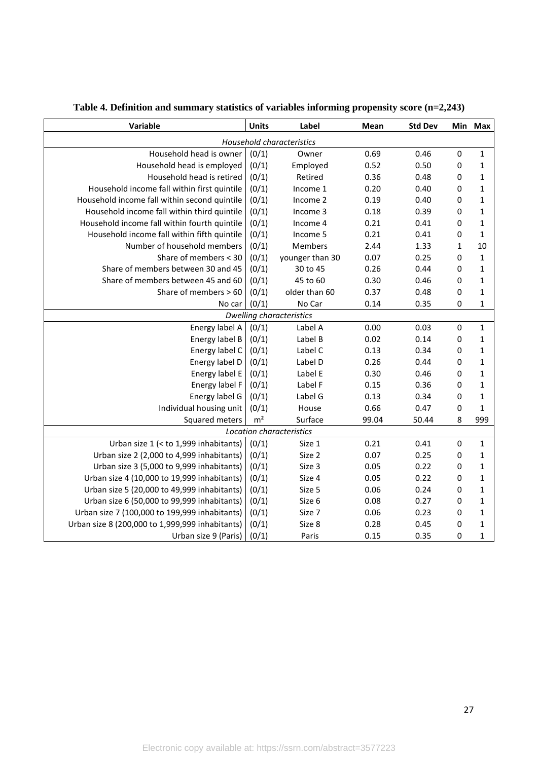**Table 4. Definition and summary statistics of variables informing propensity score (n=2,243)**

| Variable | Units | Label | Mean | Std Dev | Min | Max |
|---|---|---|---|---|---|---|
| *Household characteristics* | | | | | | |
| Household head is owner | (0/1) | Owner | 0.69 | 0.46 | 0 | 1 |
| Household head is employed | (0/1) | Employed | 0.52 | 0.50 | 0 | 1 |
| Household head is retired | (0/1) | Retired | 0.36 | 0.48 | 0 | 1 |
| Household income fall within first quintile | (0/1) | Income 1 | 0.20 | 0.40 | 0 | 1 |
| Household income fall within second quintile | (0/1) | Income 2 | 0.19 | 0.40 | 0 | 1 |
| Household income fall within third quintile | (0/1) | Income 3 | 0.18 | 0.39 | 0 | 1 |
| Household income fall within fourth quintile | (0/1) | Income 4 | 0.21 | 0.41 | 0 | 1 |
| Household income fall within fifth quintile | (0/1) | Income 5 | 0.21 | 0.41 | 0 | 1 |
| Number of household members | (0/1) | Members | 2.44 | 1.33 | 1 | 10 |
| Share of members < 30 | (0/1) | younger than 30 | 0.07 | 0.25 | 0 | 1 |
| Share of members between 30 and 45 | (0/1) | 30 to 45 | 0.26 | 0.44 | 0 | 1 |
| Share of members between 45 and 60 | (0/1) | 45 to 60 | 0.30 | 0.46 | 0 | 1 |
| Share of members > 60 | (0/1) | older than 60 | 0.37 | 0.48 | 0 | 1 |
| No car | (0/1) | No Car | 0.14 | 0.35 | 0 | 1 |
| *Dwelling characteristics* | | | | | | |
| Energy label A | (0/1) | Label A | 0.00 | 0.03 | 0 | 1 |
| Energy label B | (0/1) | Label B | 0.02 | 0.14 | 0 | 1 |
| Energy label C | (0/1) | Label C | 0.13 | 0.34 | 0 | 1 |
| Energy label D | (0/1) | Label D | 0.26 | 0.44 | 0 | 1 |
| Energy label E | (0/1) | Label E | 0.30 | 0.46 | 0 | 1 |
| Energy label F | (0/1) | Label F | 0.15 | 0.36 | 0 | 1 |
| Energy label G | (0/1) | Label G | 0.13 | 0.34 | 0 | 1 |
| Individual housing unit | (0/1) | House | 0.66 | 0.47 | 0 | 1 |
| Squared meters | $m^2$ | Surface | 99.04 | 50.44 | 8 | 999 |
| *Location characteristics* | | | | | | |
| Urban size 1 (< to 1,999 inhabitants) | (0/1) | Size 1 | 0.21 | 0.41 | 0 | 1 |
| Urban size 2 (2,000 to 4,999 inhabitants) | (0/1) | Size 2 | 0.07 | 0.25 | 0 | 1 |
| Urban size 3 (5,000 to 9,999 inhabitants) | (0/1) | Size 3 | 0.05 | 0.22 | 0 | 1 |
| Urban size 4 (10,000 to 19,999 inhabitants) | (0/1) | Size 4 | 0.05 | 0.22 | 0 | 1 |
| Urban size 5 (20,000 to 49,999 inhabitants) | (0/1) | Size 5 | 0.06 | 0.24 | 0 | 1 |
| Urban size 6 (50,000 to 99,999 inhabitants) | (0/1) | Size 6 | 0.08 | 0.27 | 0 | 1 |
| Urban size 7 (100,000 to 199,999 inhabitants) | (0/1) | Size 7 | 0.06 | 0.23 | 0 | 1 |
| Urban size 8 (200,000 to 1,999,999 inhabitants) | (0/1) | Size 8 | 0.28 | 0.45 | 0 | 1 |
| Urban size 9 (Paris) | (0/1) | Paris | 0.15 | 0.35 | 0 | 1 |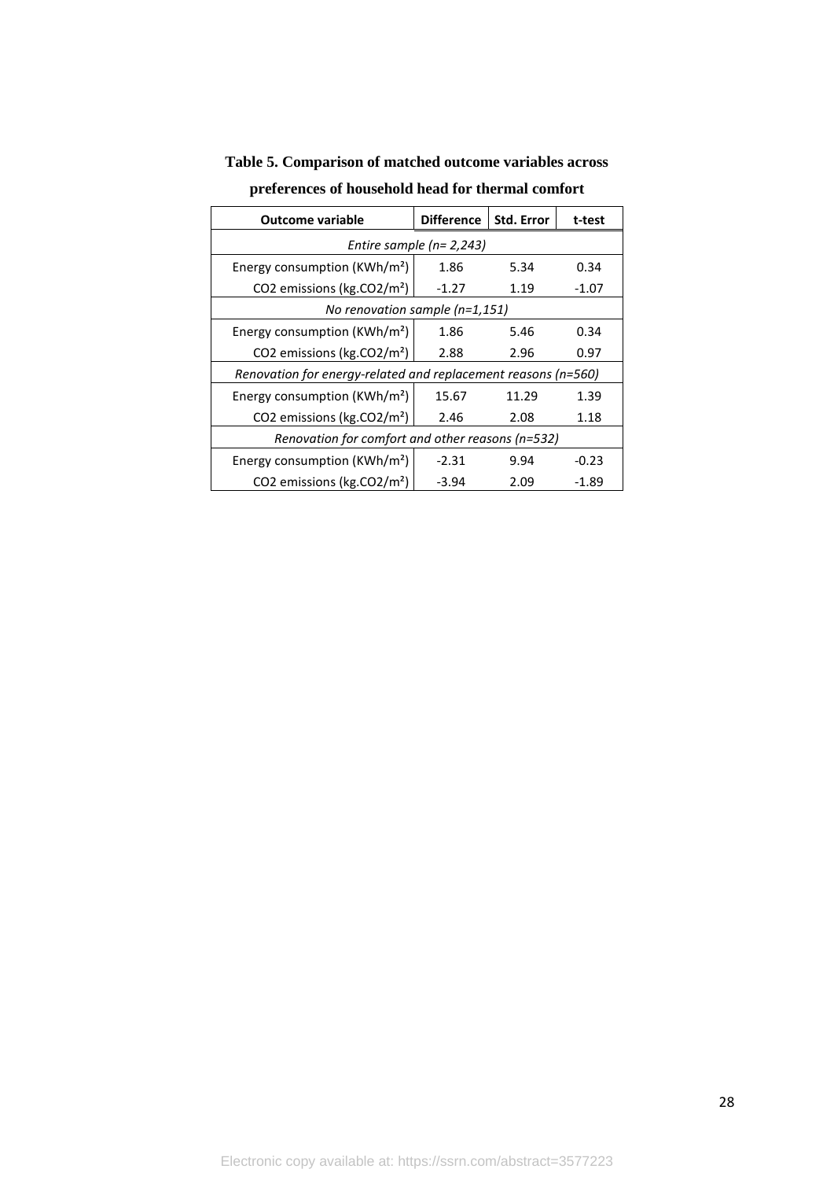**Table 5. Comparison of matched outcome variables across preferences of household head for thermal comfort**

| Outcome variable | Difference | Std. Error | t-test |
|---|---|---|---|
| *Entire sample (n= 2,243)* | | | |
| Energy consumption ($KWh/m^2$) | 1.86 | 5.34 | 0.34 |
| $CO_2$ emissions ($kg.CO_2/m^2$) | -1.27 | 1.19 | -1.07 |
| *No renovation sample (n=1,151)* | | | |
| Energy consumption ($KWh/m^2$) | 1.86 | 5.46 | 0.34 |
| $CO_2$ emissions ($kg.CO_2/m^2$) | 2.88 | 2.96 | 0.97 |
| *Renovation for energy-related and replacement reasons (n=560)* | | | |
| Energy consumption ($KWh/m^2$) | 15.67 | 11.29 | 1.39 |
| $CO_2$ emissions ($kg.CO_2/m^2$) | 2.46 | 2.08 | 1.18 |
| *Renovation for comfort and other reasons (n=532)* | | | |
| Energy consumption ($KWh/m^2$) | -2.31 | 9.94 | -0.23 |
| $CO_2$ emissions ($kg.CO_2/m^2$) | -3.94 | 2.09 | -1.89 |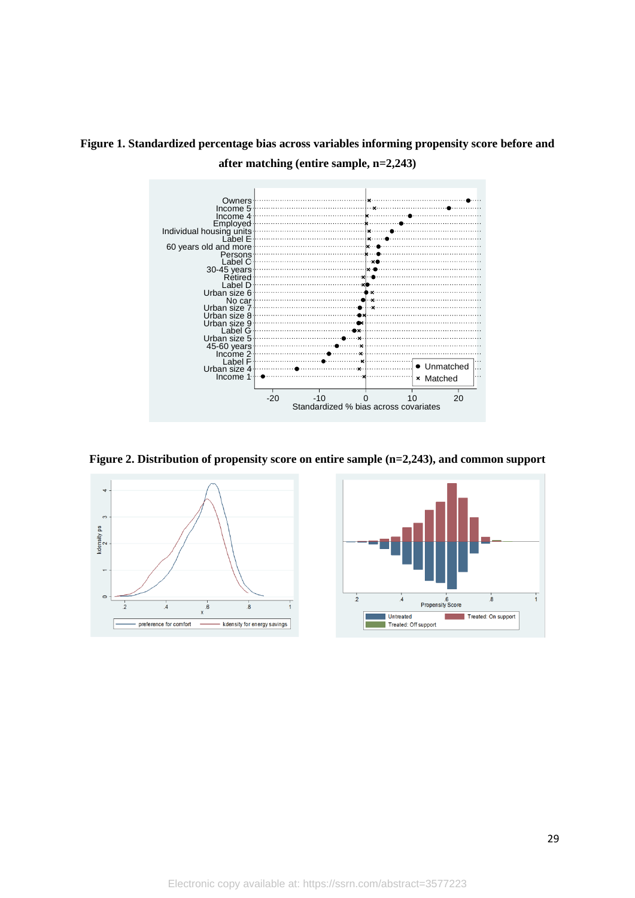**Figure 1. Standardized percentage bias across variables informing propensity score before and after matching (entire sample, n=2,243)**

**Figure 2. Distribution of propensity score on entire sample (n=2,243), and common support**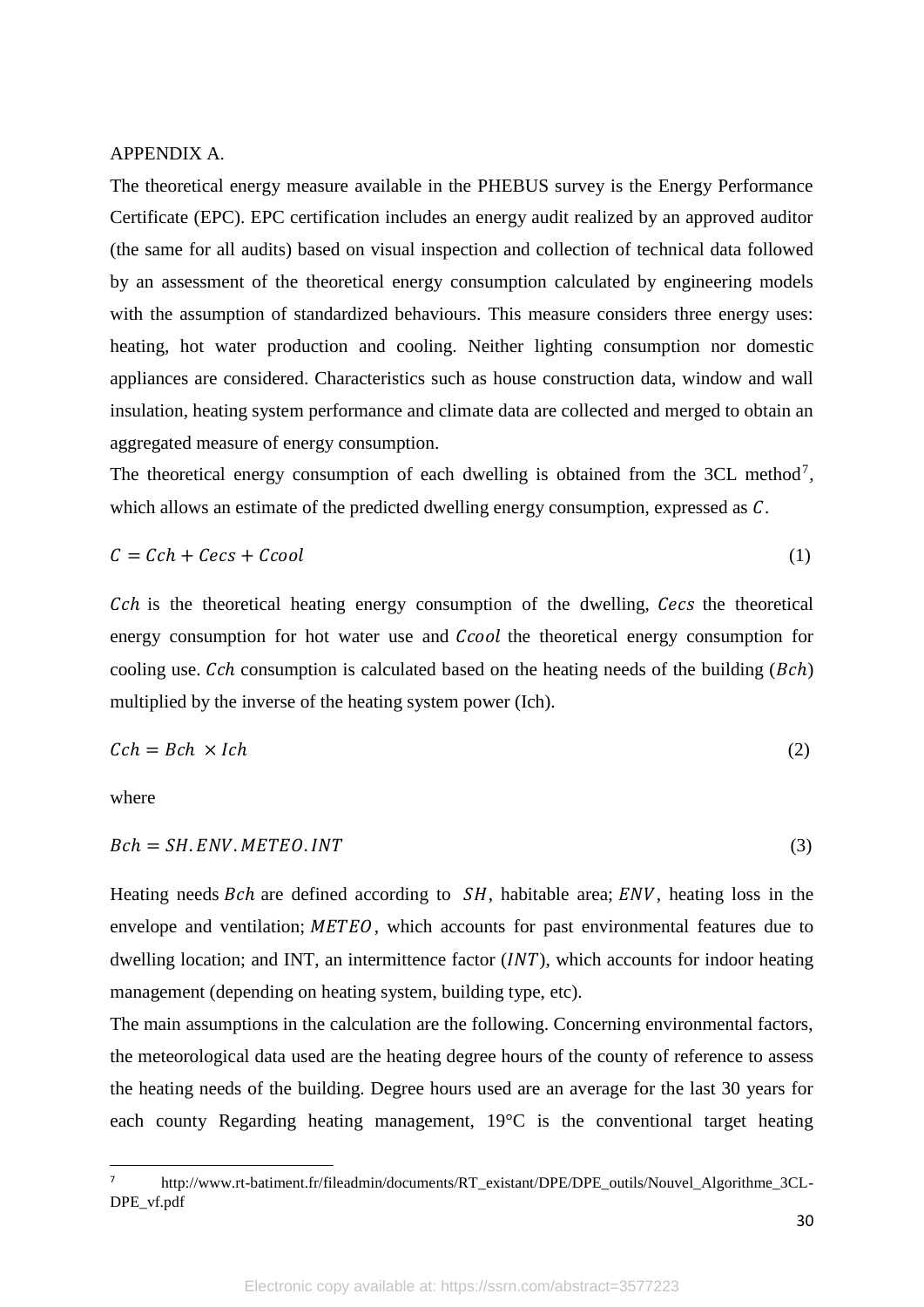APPENDIX A.

The theoretical energy measure available in the PHEBUS survey is the Energy Performance Certificate (EPC). EPC certification includes an energy audit realized by an approved auditor (the same for all audits) based on visual inspection and collection of technical data followed by an assessment of the theoretical energy consumption calculated by engineering models with the assumption of standardized behaviours. This measure considers three energy uses: heating, hot water production and cooling. Neither lighting consumption nor domestic appliances are considered. Characteristics such as house construction data, window and wall insulation, heating system performance and climate data are collected and merged to obtain an aggregated measure of energy consumption.

The theoretical energy consumption of each dwelling is obtained from the 3CL method[7], which allows an estimate of the predicted dwelling energy consumption, expressed as $C$.

$$C = Cch + Cecs + Ccool \tag{1}$$

$Cch$ is the theoretical heating energy consumption of the dwelling, $Cecs$ the theoretical energy consumption for hot water use and $Ccool$ the theoretical energy consumption for cooling use. $Cch$ consumption is calculated based on the heating needs of the building ($Bch$) multiplied by the inverse of the heating system power (Ich).

$$Cch = Bch \times Ich \tag{2}$$

where

$$Bch = SH.ENV.METEO.INT \tag{3}$$

Heating needs $Bch$ are defined according to $SH$, habitable area; $ENV$, heating loss in the envelope and ventilation; $METEO$, which accounts for past environmental features due to dwelling location; and INT, an intermittence factor ($INT$), which accounts for indoor heating management (depending on heating system, building type, etc).

The main assumptions in the calculation are the following. Concerning environmental factors, the meteorological data used are the heating degree hours of the county of reference to assess the heating needs of the building. Degree hours used are an average for the last 30 years for each county Regarding heating management, 19°C is the conventional target heating

[7] http://www.rt-batiment.fr/fileadmin/documents/RT_existant/DPE/DPE_outils/Nouvel_Algorithme_3CL-DPE_vf.pdf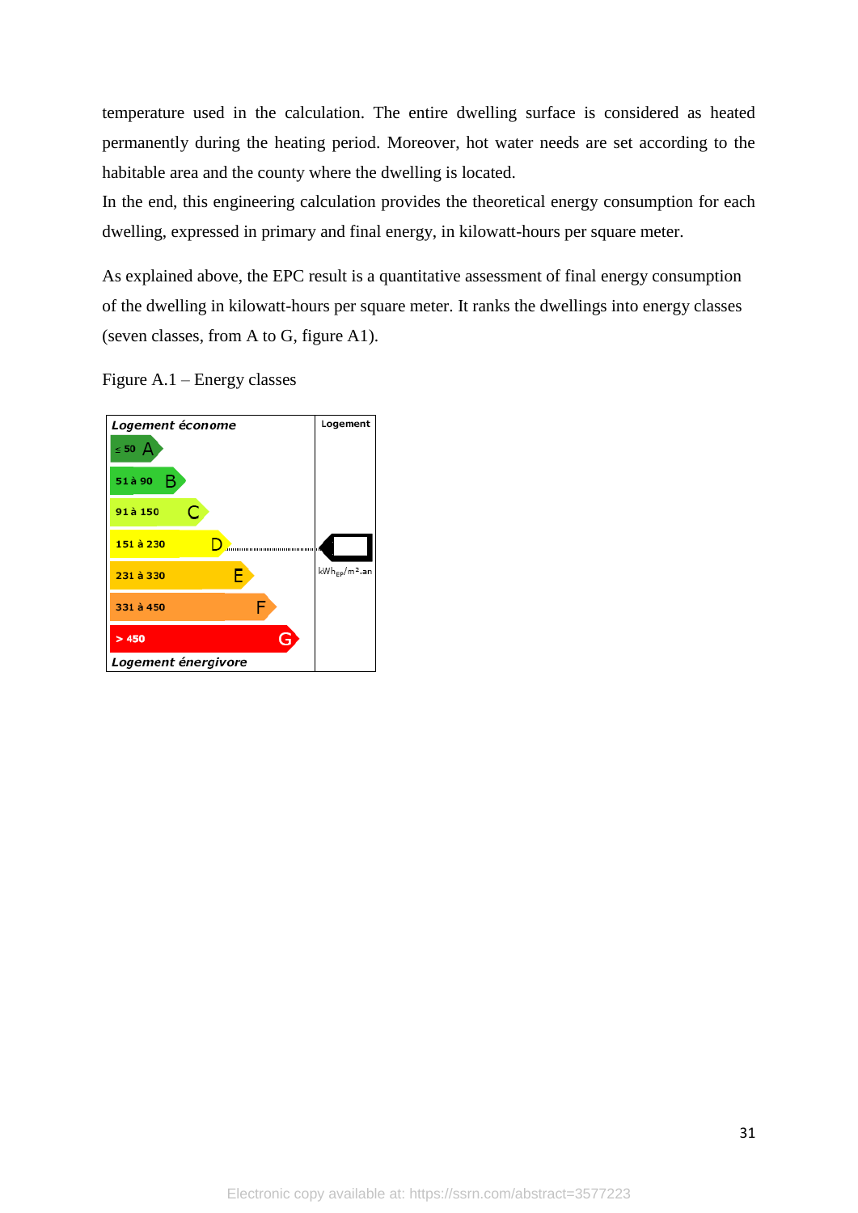temperature used in the calculation. The entire dwelling surface is considered as heated permanently during the heating period. Moreover, hot water needs are set according to the habitable area and the county where the dwelling is located.

In the end, this engineering calculation provides the theoretical energy consumption for each dwelling, expressed in primary and final energy, in kilowatt-hours per square meter.

As explained above, the EPC result is a quantitative assessment of final energy consumption of the dwelling in kilowatt-hours per square meter. It ranks the dwellings into energy classes (seven classes, from A to G, figure A1).

Figure A.1 – Energy classes

| *Logement économe* | Logement |
|---|---|
| ≤ 50 A | |
| 51 à 90 B | |
| 91 à 150 C | |
| 151 à 230 D | |
| 231 à 330 E | $kWh_{EP}/m^2.an$ |
| 331 à 450 F | |
| > 450 G | |
| *Logement énergivore* | |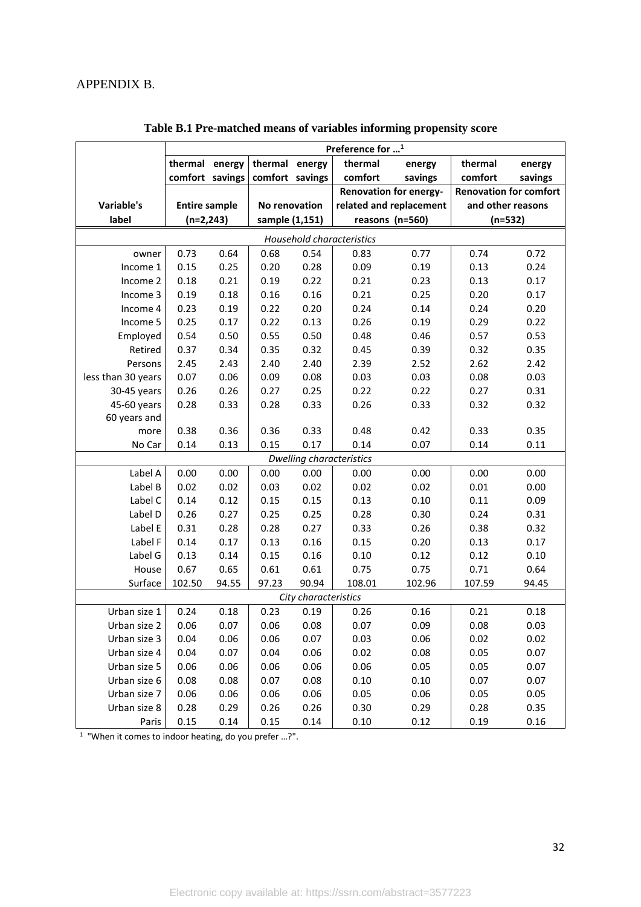APPENDIX B.

**Table B.1 Pre-matched means of variables informing propensity score**

| | Preference for …[1] | | | | | | | |
|---|---|---|---|---|---|---|---|---|
| | thermal comfort | energy savings | thermal comfort | energy savings | thermal comfort | energy savings | thermal comfort | energy savings |
| Variable's label | Entire sample (n=2,243) | | No renovation sample (1,151) | | Renovation for energy-related and replacement reasons (n=560) | | Renovation for comfort and other reasons (n=532) | |
| *Household characteristics* | | | | | | | | |
| owner | 0.73 | 0.64 | 0.68 | 0.54 | 0.83 | 0.77 | 0.74 | 0.72 |
| Income 1 | 0.15 | 0.25 | 0.20 | 0.28 | 0.09 | 0.19 | 0.13 | 0.24 |
| Income 2 | 0.18 | 0.21 | 0.19 | 0.22 | 0.21 | 0.23 | 0.13 | 0.17 |
| Income 3 | 0.19 | 0.18 | 0.16 | 0.16 | 0.21 | 0.25 | 0.20 | 0.17 |
| Income 4 | 0.23 | 0.19 | 0.22 | 0.20 | 0.24 | 0.14 | 0.24 | 0.20 |
| Income 5 | 0.25 | 0.17 | 0.22 | 0.13 | 0.26 | 0.19 | 0.29 | 0.22 |
| Employed | 0.54 | 0.50 | 0.55 | 0.50 | 0.48 | 0.46 | 0.57 | 0.53 |
| Retired | 0.37 | 0.34 | 0.35 | 0.32 | 0.45 | 0.39 | 0.32 | 0.35 |
| Persons | 2.45 | 2.43 | 2.40 | 2.40 | 2.39 | 2.52 | 2.62 | 2.42 |
| less than 30 years | 0.07 | 0.06 | 0.09 | 0.08 | 0.03 | 0.03 | 0.08 | 0.03 |
| 30-45 years | 0.26 | 0.26 | 0.27 | 0.25 | 0.22 | 0.22 | 0.27 | 0.31 |
| 45-60 years | 0.28 | 0.33 | 0.28 | 0.33 | 0.26 | 0.33 | 0.32 | 0.32 |
| 60 years and more | 0.38 | 0.36 | 0.36 | 0.33 | 0.48 | 0.42 | 0.33 | 0.35 |
| No Car | 0.14 | 0.13 | 0.15 | 0.17 | 0.14 | 0.07 | 0.14 | 0.11 |
| *Dwelling characteristics* | | | | | | | | |
| Label A | 0.00 | 0.00 | 0.00 | 0.00 | 0.00 | 0.00 | 0.00 | 0.00 |
| Label B | 0.02 | 0.02 | 0.03 | 0.02 | 0.02 | 0.02 | 0.01 | 0.00 |
| Label C | 0.14 | 0.12 | 0.15 | 0.15 | 0.13 | 0.10 | 0.11 | 0.09 |
| Label D | 0.26 | 0.27 | 0.25 | 0.25 | 0.28 | 0.30 | 0.24 | 0.31 |
| Label E | 0.31 | 0.28 | 0.28 | 0.27 | 0.33 | 0.26 | 0.38 | 0.32 |
| Label F | 0.14 | 0.17 | 0.13 | 0.16 | 0.15 | 0.20 | 0.13 | 0.17 |
| Label G | 0.13 | 0.14 | 0.15 | 0.16 | 0.10 | 0.12 | 0.12 | 0.10 |
| House | 0.67 | 0.65 | 0.61 | 0.61 | 0.75 | 0.75 | 0.71 | 0.64 |
| Surface | 102.50 | 94.55 | 97.23 | 90.94 | 108.01 | 102.96 | 107.59 | 94.45 |
| *City characteristics* | | | | | | | | |
| Urban size 1 | 0.24 | 0.18 | 0.23 | 0.19 | 0.26 | 0.16 | 0.21 | 0.18 |
| Urban size 2 | 0.06 | 0.07 | 0.06 | 0.08 | 0.07 | 0.09 | 0.08 | 0.03 |
| Urban size 3 | 0.04 | 0.06 | 0.06 | 0.07 | 0.03 | 0.06 | 0.02 | 0.02 |
| Urban size 4 | 0.04 | 0.07 | 0.04 | 0.06 | 0.02 | 0.08 | 0.05 | 0.07 |
| Urban size 5 | 0.06 | 0.06 | 0.06 | 0.06 | 0.06 | 0.05 | 0.05 | 0.07 |
| Urban size 6 | 0.08 | 0.08 | 0.07 | 0.08 | 0.10 | 0.10 | 0.07 | 0.07 |
| Urban size 7 | 0.06 | 0.06 | 0.06 | 0.06 | 0.05 | 0.06 | 0.05 | 0.05 |
| Urban size 8 | 0.28 | 0.29 | 0.26 | 0.26 | 0.30 | 0.29 | 0.28 | 0.35 |
| Paris | 0.15 | 0.14 | 0.15 | 0.14 | 0.10 | 0.12 | 0.19 | 0.16 |

[1] "When it comes to indoor heating, do you prefer …?".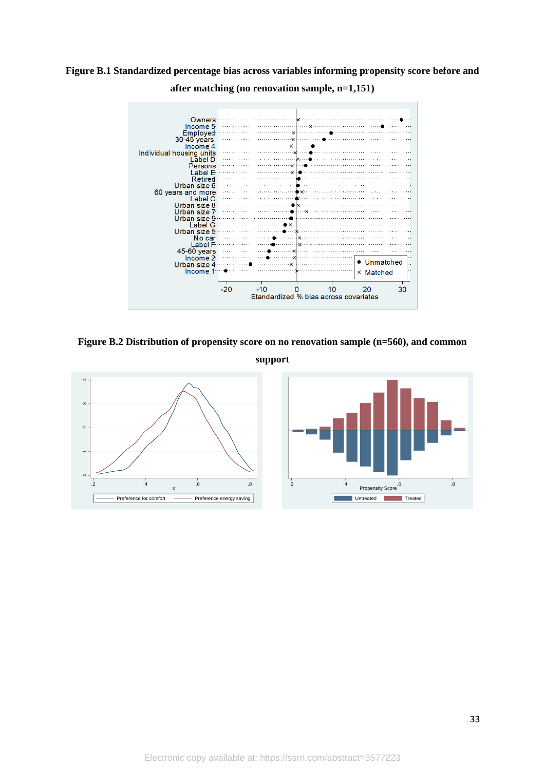**Figure B.1 Standardized percentage bias across variables informing propensity score before and after matching (no renovation sample, n=1,151)**

**Figure B.2 Distribution of propensity score on no renovation sample (n=560), and common support**

Electronic copy available at: https://ssrn.com/abstract=3577223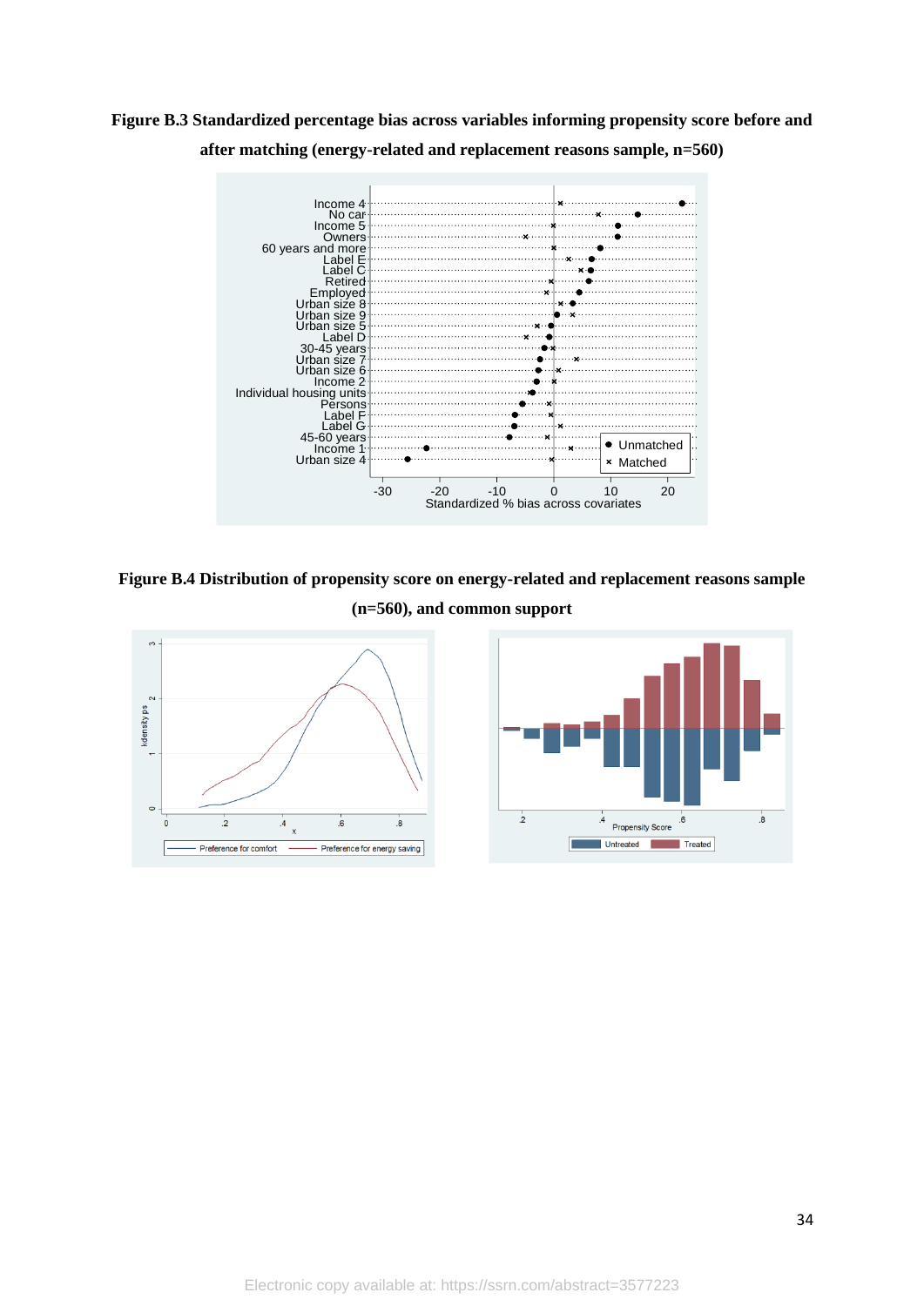**Figure B.3 Standardized percentage bias across variables informing propensity score before and after matching (energy-related and replacement reasons sample, n=560)**

**Figure B.4 Distribution of propensity score on energy-related and replacement reasons sample (n=560), and common support**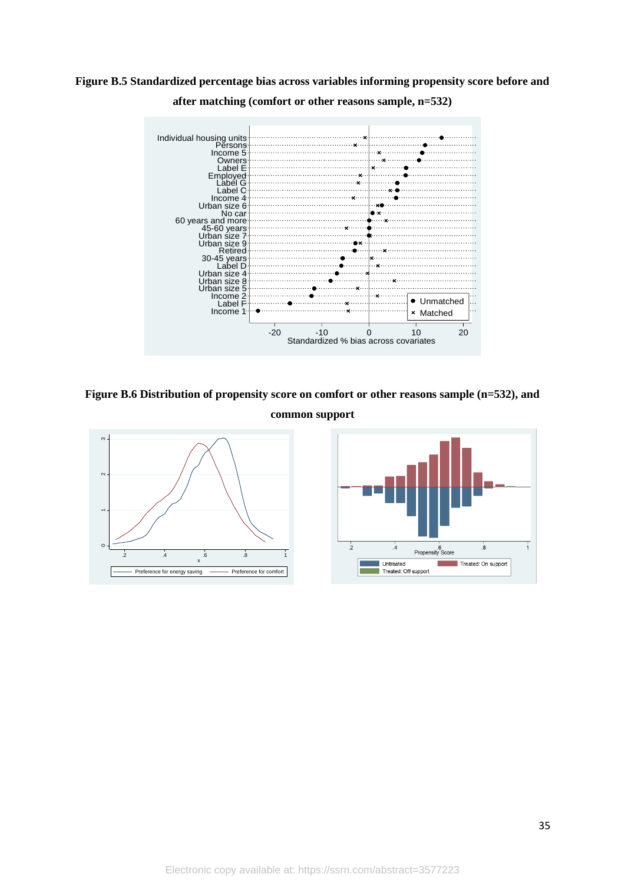**Figure B.5 Standardized percentage bias across variables informing propensity score before and after matching (comfort or other reasons sample, n=532)**

**Figure B.6 Distribution of propensity score on comfort or other reasons sample (n=532), and common support**

Electronic copy available at: https://ssrn.com/abstract=3577223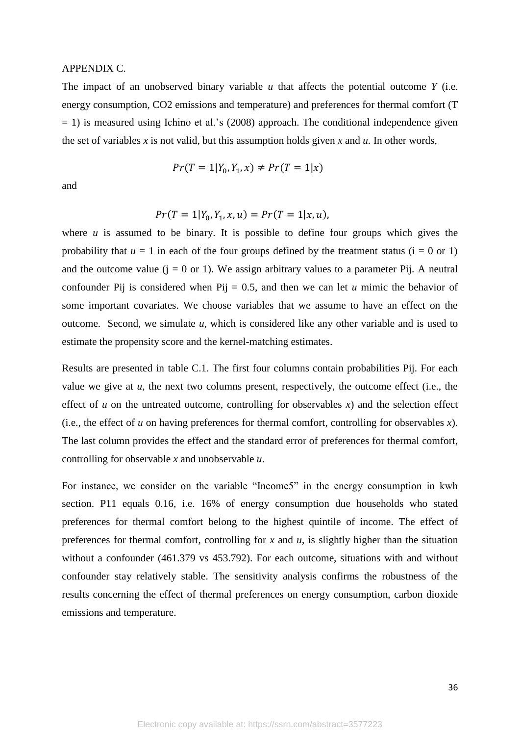APPENDIX C.

The impact of an unobserved binary variable *u* that affects the potential outcome *Y* (i.e. energy consumption, CO2 emissions and temperature) and preferences for thermal comfort (T = 1) is measured using Ichino et al.'s (2008) approach. The conditional independence given the set of variables *x* is not valid, but this assumption holds given *x* and *u*. In other words,

$$Pr(T = 1|Y_0, Y_1, x) \neq Pr(T = 1|x)$$

and

$$Pr(T = 1|Y_0, Y_1, x, u) = Pr(T = 1|x, u),$$

where *u* is assumed to be binary. It is possible to define four groups which gives the probability that *u* = 1 in each of the four groups defined by the treatment status (i = 0 or 1) and the outcome value (j = 0 or 1). We assign arbitrary values to a parameter Pij. A neutral confounder Pij is considered when Pij = 0.5, and then we can let *u* mimic the behavior of some important covariates. We choose variables that we assume to have an effect on the outcome. Second, we simulate *u*, which is considered like any other variable and is used to estimate the propensity score and the kernel-matching estimates.

Results are presented in table C.1. The first four columns contain probabilities Pij. For each value we give at *u*, the next two columns present, respectively, the outcome effect (i.e., the effect of *u* on the untreated outcome, controlling for observables *x*) and the selection effect (i.e., the effect of *u* on having preferences for thermal comfort, controlling for observables *x*). The last column provides the effect and the standard error of preferences for thermal comfort, controlling for observable *x* and unobservable *u*.

For instance, we consider on the variable "Income5" in the energy consumption in kwh section. P11 equals 0.16, i.e. 16% of energy consumption due households who stated preferences for thermal comfort belong to the highest quintile of income. The effect of preferences for thermal comfort, controlling for *x* and *u*, is slightly higher than the situation without a confounder (461.379 vs 453.792). For each outcome, situations with and without confounder stay relatively stable. The sensitivity analysis confirms the robustness of the results concerning the effect of thermal preferences on energy consumption, carbon dioxide emissions and temperature.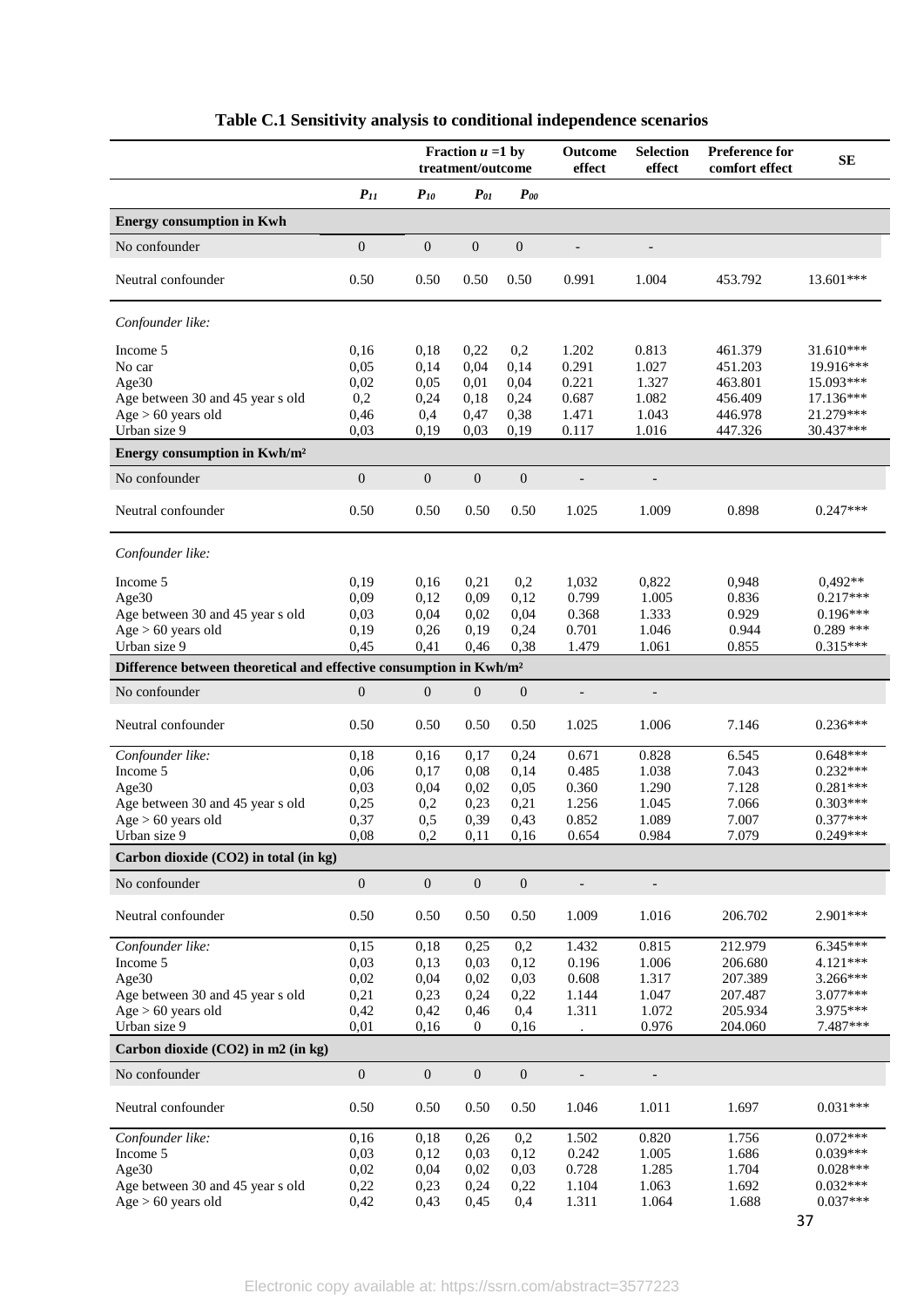**Table C.1 Sensitivity analysis to conditional independence scenarios**

| | Fraction $u$ =1 by treatment/outcome | | | | Outcome effect | Selection effect | Preference for comfort effect | SE |
|---|---|---|---|---|---|---|---|---|
| | $P_{11}$ | $P_{10}$ | $P_{01}$ | $P_{00}$ | | | | |
| **Energy consumption in Kwh** | | | | | | | | |
| No confounder | 0 | 0 | 0 | 0 | - | - | | |
| Neutral confounder | 0.50 | 0.50 | 0.50 | 0.50 | 0.991 | 1.004 | 453.792 | 13.601*** |
| *Confounder like:* | | | | | | | | |
| Income 5 | 0,16 | 0,18 | 0,22 | 0,2 | 1.202 | 0.813 | 461.379 | 31.610*** |
| No car | 0,05 | 0,14 | 0,04 | 0,14 | 0.291 | 1.027 | 451.203 | 19.916*** |
| Age30 | 0,02 | 0,05 | 0,01 | 0,04 | 0.221 | 1.327 | 463.801 | 15.093*** |
| Age between 30 and 45 year s old | 0,2 | 0,24 | 0,18 | 0,24 | 0.687 | 1.082 | 456.409 | 17.136*** |
| Age > 60 years old | 0,46 | 0,4 | 0,47 | 0,38 | 1.471 | 1.043 | 446.978 | 21.279*** |
| Urban size 9 | 0,03 | 0,19 | 0,03 | 0,19 | 0.117 | 1.016 | 447.326 | 30.437*** |
| **Energy consumption in Kwh/m²** | | | | | | | | |
| No confounder | 0 | 0 | 0 | 0 | - | - | | |
| Neutral confounder | 0.50 | 0.50 | 0.50 | 0.50 | 1.025 | 1.009 | 0.898 | 0.247*** |
| *Confounder like:* | | | | | | | | |
| Income 5 | 0,19 | 0,16 | 0,21 | 0,2 | 1,032 | 0,822 | 0,948 | 0,492** |
| Age30 | 0,09 | 0,12 | 0,09 | 0,12 | 0.799 | 1.005 | 0.836 | 0.217*** |
| Age between 30 and 45 year s old | 0,03 | 0,04 | 0,02 | 0,04 | 0.368 | 1.333 | 0.929 | 0.196*** |
| Age > 60 years old | 0,19 | 0,26 | 0,19 | 0,24 | 0.701 | 1.046 | 0.944 | 0.289 *** |
| Urban size 9 | 0,45 | 0,41 | 0,46 | 0,38 | 1.479 | 1.061 | 0.855 | 0.315*** |
| **Difference between theoretical and effective consumption in Kwh/m²** | | | | | | | | |
| No confounder | 0 | 0 | 0 | 0 | - | - | | |
| Neutral confounder | 0.50 | 0.50 | 0.50 | 0.50 | 1.025 | 1.006 | 7.146 | 0.236*** |
| *Confounder like:* | 0,18 | 0,16 | 0,17 | 0,24 | 0.671 | 0.828 | 6.545 | 0.648*** |
| Income 5 | 0,06 | 0,17 | 0,08 | 0,14 | 0.485 | 1.038 | 7.043 | 0.232*** |
| Age30 | 0,03 | 0,04 | 0,02 | 0,05 | 0.360 | 1.290 | 7.128 | 0.281*** |
| Age between 30 and 45 year s old | 0,25 | 0,2 | 0,23 | 0,21 | 1.256 | 1.045 | 7.066 | 0.303*** |
| Age > 60 years old | 0,37 | 0,5 | 0,39 | 0,43 | 0.852 | 1.089 | 7.007 | 0.377*** |
| Urban size 9 | 0,08 | 0,2 | 0,11 | 0,16 | 0.654 | 0.984 | 7.079 | 0.249*** |
| **Carbon dioxide (CO2) in total (in kg)** | | | | | | | | |
| No confounder | 0 | 0 | 0 | 0 | - | - | | |
| Neutral confounder | 0.50 | 0.50 | 0.50 | 0.50 | 1.009 | 1.016 | 206.702 | 2.901*** |
| *Confounder like:* | 0,15 | 0,18 | 0,25 | 0,2 | 1.432 | 0.815 | 212.979 | 6.345*** |
| Income 5 | 0,03 | 0,13 | 0,03 | 0,12 | 0.196 | 1.006 | 206.680 | 4.121*** |
| Age30 | 0,02 | 0,04 | 0,02 | 0,03 | 0.608 | 1.317 | 207.389 | 3.266*** |
| Age between 30 and 45 year s old | 0,21 | 0,23 | 0,24 | 0,22 | 1.144 | 1.047 | 207.487 | 3.077*** |
| Age > 60 years old | 0,42 | 0,42 | 0,46 | 0,4 | 1.311 | 1.072 | 205.934 | 3.975*** |
| Urban size 9 | 0,01 | 0,16 | 0 | 0,16 | . | 0.976 | 204.060 | 7.487*** |
| **Carbon dioxide (CO2) in m2 (in kg)** | | | | | | | | |
| No confounder | 0 | 0 | 0 | 0 | - | - | | |
| Neutral confounder | 0.50 | 0.50 | 0.50 | 0.50 | 1.046 | 1.011 | 1.697 | 0.031*** |
| *Confounder like:* | 0,16 | 0,18 | 0,26 | 0,2 | 1.502 | 0.820 | 1.756 | 0.072*** |
| Income 5 | 0,03 | 0,12 | 0,03 | 0,12 | 0.242 | 1.005 | 1.686 | 0.039*** |
| Age30 | 0,02 | 0,04 | 0,02 | 0,03 | 0.728 | 1.285 | 1.704 | 0.028*** |
| Age between 30 and 45 year s old | 0,22 | 0,23 | 0,24 | 0,22 | 1.104 | 1.063 | 1.692 | 0.032*** |
| Age > 60 years old | 0,42 | 0,43 | 0,45 | 0,4 | 1.311 | 1.064 | 1.688 | 0.037*** |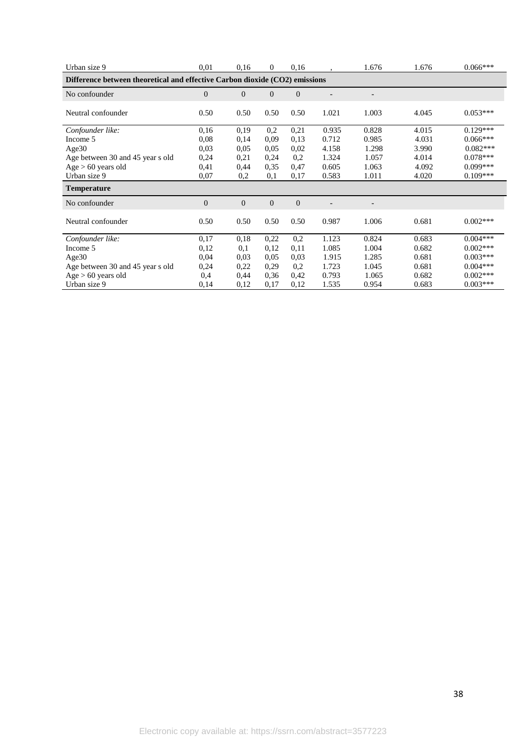| | | | | | | | | |
|---|---|---|---|---|---|---|---|---|
| Urban size 9 | 0,01 | 0,16 | 0 | 0,16 | , | 1.676 | 1.676 | 0.066*** |
| **Difference between theoretical and effective Carbon dioxide (CO2) emissions** | | | | | | | | |
| No confounder | 0 | 0 | 0 | 0 | - | - | | |
| Neutral confounder | 0.50 | 0.50 | 0.50 | 0.50 | 1.021 | 1.003 | 4.045 | 0.053*** |
| *Confounder like:* | 0,16 | 0,19 | 0,2 | 0,21 | 0.935 | 0.828 | 4.015 | 0.129*** |
| Income 5 | 0,08 | 0,14 | 0,09 | 0,13 | 0.712 | 0.985 | 4.031 | 0.066*** |
| Age30 | 0,03 | 0,05 | 0,05 | 0,02 | 4.158 | 1.298 | 3.990 | 0.082*** |
| Age between 30 and 45 year s old | 0,24 | 0,21 | 0,24 | 0,2 | 1.324 | 1.057 | 4.014 | 0.078*** |
| Age > 60 years old | 0,41 | 0,44 | 0,35 | 0,47 | 0.605 | 1.063 | 4.092 | 0.099*** |
| Urban size 9 | 0,07 | 0,2 | 0,1 | 0,17 | 0.583 | 1.011 | 4.020 | 0.109*** |
| **Temperature** | | | | | | | | |
| No confounder | 0 | 0 | 0 | 0 | - | - | | |
| Neutral confounder | 0.50 | 0.50 | 0.50 | 0.50 | 0.987 | 1.006 | 0.681 | 0.002*** |
| *Confounder like:* | 0,17 | 0,18 | 0,22 | 0,2 | 1.123 | 0.824 | 0.683 | 0.004*** |
| Income 5 | 0,12 | 0,1 | 0,12 | 0,11 | 1.085 | 1.004 | 0.682 | 0.002*** |
| Age30 | 0,04 | 0,03 | 0,05 | 0,03 | 1.915 | 1.285 | 0.681 | 0.003*** |
| Age between 30 and 45 year s old | 0,24 | 0,22 | 0,29 | 0,2 | 1.723 | 1.045 | 0.681 | 0.004*** |
| Age > 60 years old | 0,4 | 0,44 | 0,36 | 0,42 | 0.793 | 1.065 | 0.682 | 0.002*** |
| Urban size 9 | 0,14 | 0,12 | 0,17 | 0,12 | 1.535 | 0.954 | 0.683 | 0.003*** |

Electronic copy available at: https://ssrn.com/abstract=3577223